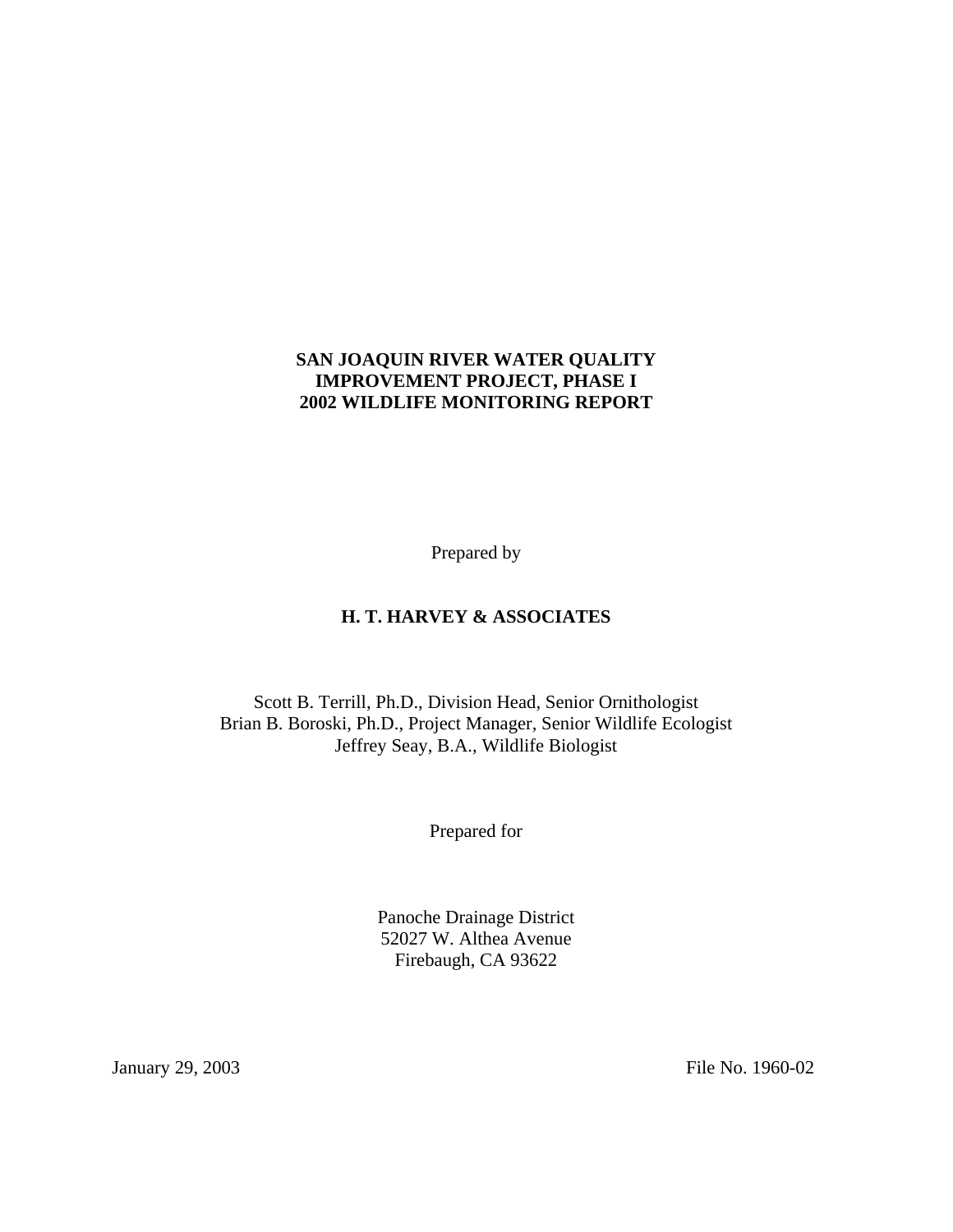# SAN JOAQUIN RIVER WATER QUALITY IMPROVEMENT PROJECT, PHASE I 2002 WILDLIFE MONITORING REPORT

Prepared by

**H. T. HARVEY & ASSOCIATES**

Scott B. Terrill, Ph.D., Division Head, Senior Ornithologist
Brian B. Boroski, Ph.D., Project Manager, Senior Wildlife Ecologist
Jeffrey Seay, B.A., Wildlife Biologist

Prepared for

Panoche Drainage District
52027 W. Althea Avenue
Firebaugh, CA 93622

January 29, 2003

File No. 1960-02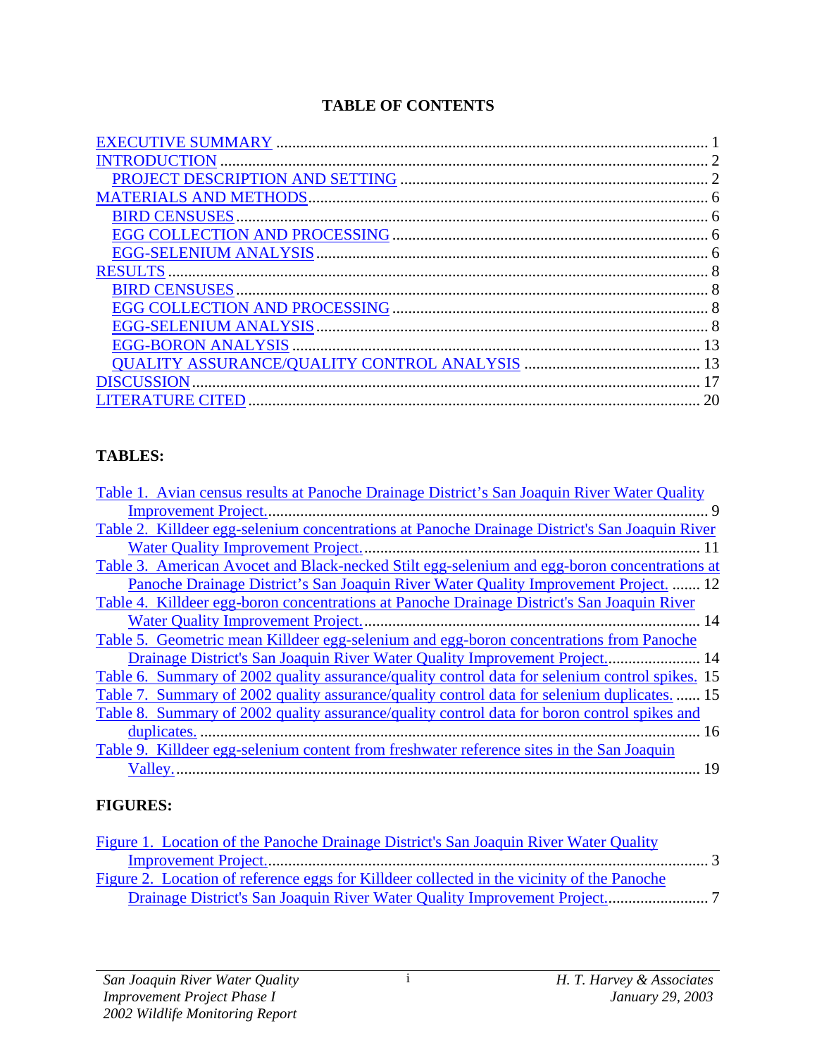# TABLE OF CONTENTS

EXECUTIVE SUMMARY ........................................................................................................... 1
INTRODUCTION ..................................................................................................................... 2
  PROJECT DESCRIPTION AND SETTING ............................................................................ 2
MATERIALS AND METHODS.................................................................................................. 6
  BIRD CENSUSES .................................................................................................................. 6
  EGG COLLECTION AND PROCESSING ............................................................................. 6
  EGG-SELENIUM ANALYSIS ................................................................................................ 6
RESULTS .................................................................................................................................. 8
  BIRD CENSUSES .................................................................................................................. 8
  EGG COLLECTION AND PROCESSING ............................................................................. 8
  EGG-SELENIUM ANALYSIS ................................................................................................ 8
  EGG-BORON ANALYSIS .................................................................................................... 13
  QUALITY ASSURANCE/QUALITY CONTROL ANALYSIS ............................................ 13
DISCUSSION ........................................................................................................................... 17
LITERATURE CITED .............................................................................................................. 20

**TABLES:**

Table 1. Avian census results at Panoche Drainage District's San Joaquin River Water Quality Improvement Project. .......... 9
Table 2. Killdeer egg-selenium concentrations at Panoche Drainage District's San Joaquin River Water Quality Improvement Project. .......... 11
Table 3. American Avocet and Black-necked Stilt egg-selenium and egg-boron concentrations at Panoche Drainage District's San Joaquin River Water Quality Improvement Project. .......... 12
Table 4. Killdeer egg-boron concentrations at Panoche Drainage District's San Joaquin River Water Quality Improvement Project. .......... 14
Table 5. Geometric mean Killdeer egg-selenium and egg-boron concentrations from Panoche Drainage District's San Joaquin River Water Quality Improvement Project. .......... 14
Table 6. Summary of 2002 quality assurance/quality control data for selenium control spikes. 15
Table 7. Summary of 2002 quality assurance/quality control data for selenium duplicates. ...... 15
Table 8. Summary of 2002 quality assurance/quality control data for boron control spikes and duplicates. .......... 16
Table 9. Killdeer egg-selenium content from freshwater reference sites in the San Joaquin Valley. .......... 19

**FIGURES:**

Figure 1. Location of the Panoche Drainage District's San Joaquin River Water Quality Improvement Project. .......... 3
Figure 2. Location of reference eggs for Killdeer collected in the vicinity of the Panoche Drainage District's San Joaquin River Water Quality Improvement Project. .......... 7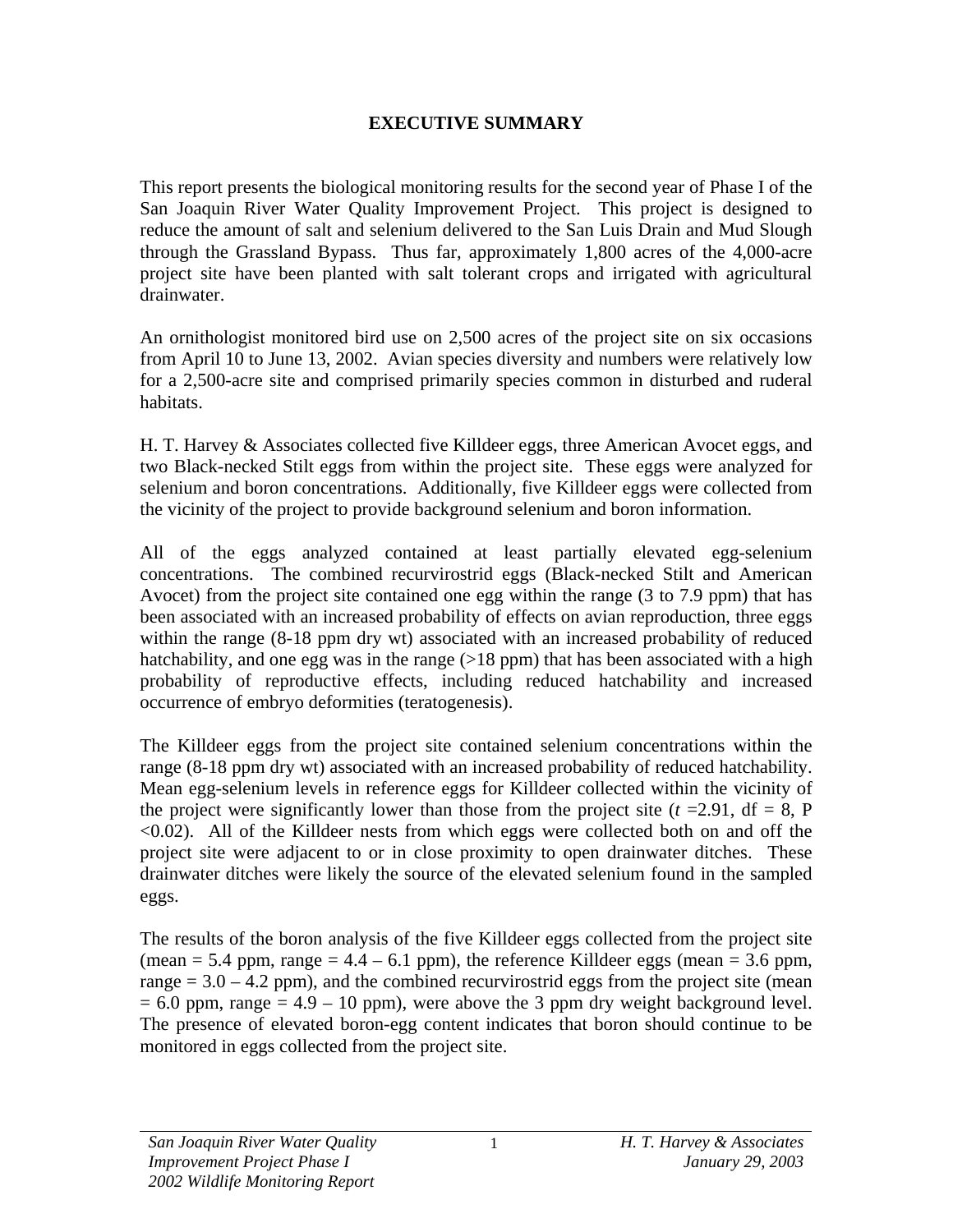# EXECUTIVE SUMMARY

This report presents the biological monitoring results for the second year of Phase I of the San Joaquin River Water Quality Improvement Project. This project is designed to reduce the amount of salt and selenium delivered to the San Luis Drain and Mud Slough through the Grassland Bypass. Thus far, approximately 1,800 acres of the 4,000-acre project site have been planted with salt tolerant crops and irrigated with agricultural drainwater.

An ornithologist monitored bird use on 2,500 acres of the project site on six occasions from April 10 to June 13, 2002. Avian species diversity and numbers were relatively low for a 2,500-acre site and comprised primarily species common in disturbed and ruderal habitats.

H. T. Harvey & Associates collected five Killdeer eggs, three American Avocet eggs, and two Black-necked Stilt eggs from within the project site. These eggs were analyzed for selenium and boron concentrations. Additionally, five Killdeer eggs were collected from the vicinity of the project to provide background selenium and boron information.

All of the eggs analyzed contained at least partially elevated egg-selenium concentrations. The combined recurvirostrid eggs (Black-necked Stilt and American Avocet) from the project site contained one egg within the range (3 to 7.9 ppm) that has been associated with an increased probability of effects on avian reproduction, three eggs within the range (8-18 ppm dry wt) associated with an increased probability of reduced hatchability, and one egg was in the range (>18 ppm) that has been associated with a high probability of reproductive effects, including reduced hatchability and increased occurrence of embryo deformities (teratogenesis).

The Killdeer eggs from the project site contained selenium concentrations within the range (8-18 ppm dry wt) associated with an increased probability of reduced hatchability. Mean egg-selenium levels in reference eggs for Killdeer collected within the vicinity of the project were significantly lower than those from the project site ($t = 2.91$, df = 8, $P < 0.02$). All of the Killdeer nests from which eggs were collected both on and off the project site were adjacent to or in close proximity to open drainwater ditches. These drainwater ditches were likely the source of the elevated selenium found in the sampled eggs.

The results of the boron analysis of the five Killdeer eggs collected from the project site (mean = 5.4 ppm, range = 4.4 – 6.1 ppm), the reference Killdeer eggs (mean = 3.6 ppm, range = 3.0 – 4.2 ppm), and the combined recurvirostrid eggs from the project site (mean = 6.0 ppm, range = 4.9 – 10 ppm), were above the 3 ppm dry weight background level. The presence of elevated boron-egg content indicates that boron should continue to be monitored in eggs collected from the project site.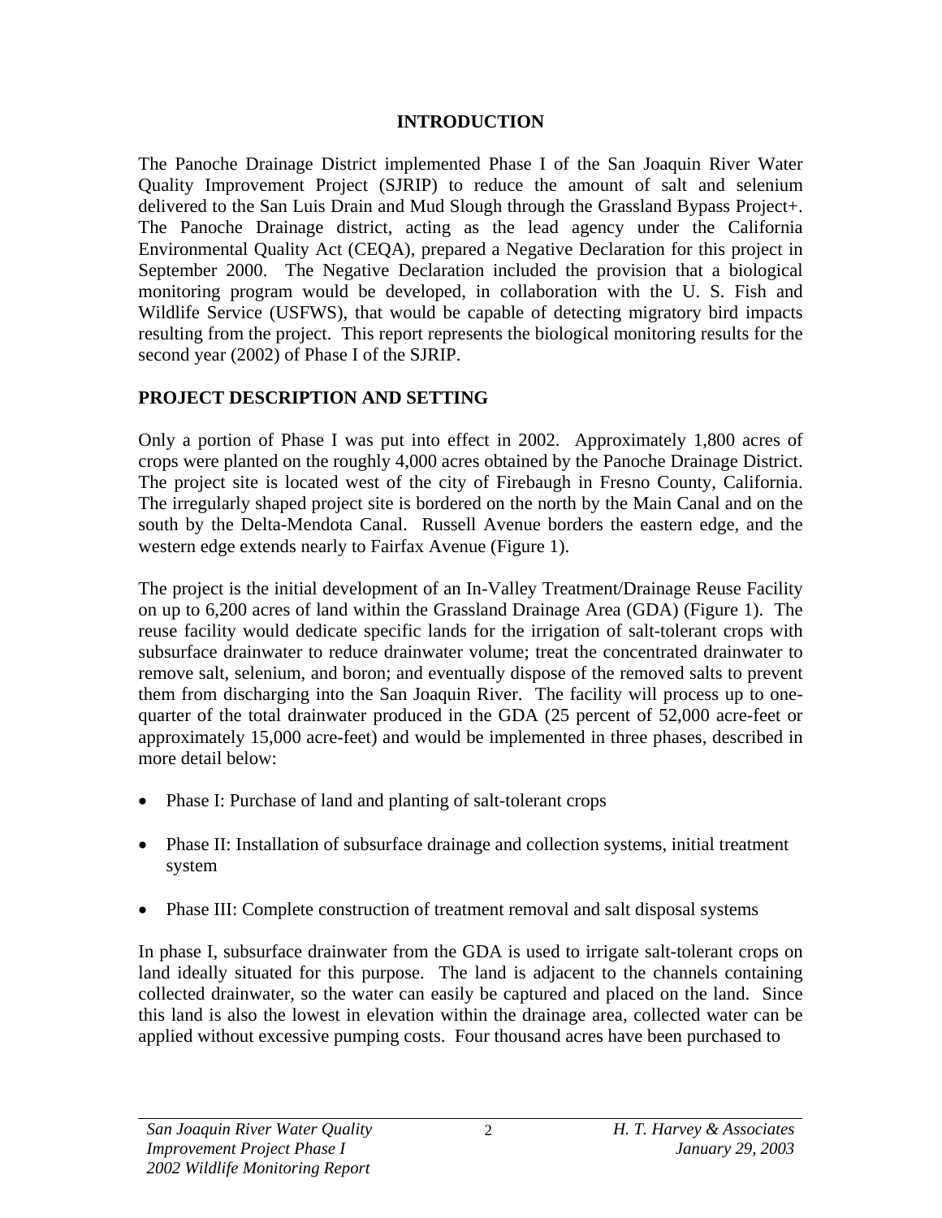## INTRODUCTION

The Panoche Drainage District implemented Phase I of the San Joaquin River Water Quality Improvement Project (SJRIP) to reduce the amount of salt and selenium delivered to the San Luis Drain and Mud Slough through the Grassland Bypass Project+. The Panoche Drainage district, acting as the lead agency under the California Environmental Quality Act (CEQA), prepared a Negative Declaration for this project in September 2000. The Negative Declaration included the provision that a biological monitoring program would be developed, in collaboration with the U. S. Fish and Wildlife Service (USFWS), that would be capable of detecting migratory bird impacts resulting from the project. This report represents the biological monitoring results for the second year (2002) of Phase I of the SJRIP.

## PROJECT DESCRIPTION AND SETTING

Only a portion of Phase I was put into effect in 2002. Approximately 1,800 acres of crops were planted on the roughly 4,000 acres obtained by the Panoche Drainage District. The project site is located west of the city of Firebaugh in Fresno County, California. The irregularly shaped project site is bordered on the north by the Main Canal and on the south by the Delta-Mendota Canal. Russell Avenue borders the eastern edge, and the western edge extends nearly to Fairfax Avenue (Figure 1).

The project is the initial development of an In-Valley Treatment/Drainage Reuse Facility on up to 6,200 acres of land within the Grassland Drainage Area (GDA) (Figure 1). The reuse facility would dedicate specific lands for the irrigation of salt-tolerant crops with subsurface drainwater to reduce drainwater volume; treat the concentrated drainwater to remove salt, selenium, and boron; and eventually dispose of the removed salts to prevent them from discharging into the San Joaquin River. The facility will process up to one-quarter of the total drainwater produced in the GDA (25 percent of 52,000 acre-feet or approximately 15,000 acre-feet) and would be implemented in three phases, described in more detail below:

- Phase I: Purchase of land and planting of salt-tolerant crops
- Phase II: Installation of subsurface drainage and collection systems, initial treatment system
- Phase III: Complete construction of treatment removal and salt disposal systems

In phase I, subsurface drainwater from the GDA is used to irrigate salt-tolerant crops on land ideally situated for this purpose. The land is adjacent to the channels containing collected drainwater, so the water can easily be captured and placed on the land. Since this land is also the lowest in elevation within the drainage area, collected water can be applied without excessive pumping costs. Four thousand acres have been purchased to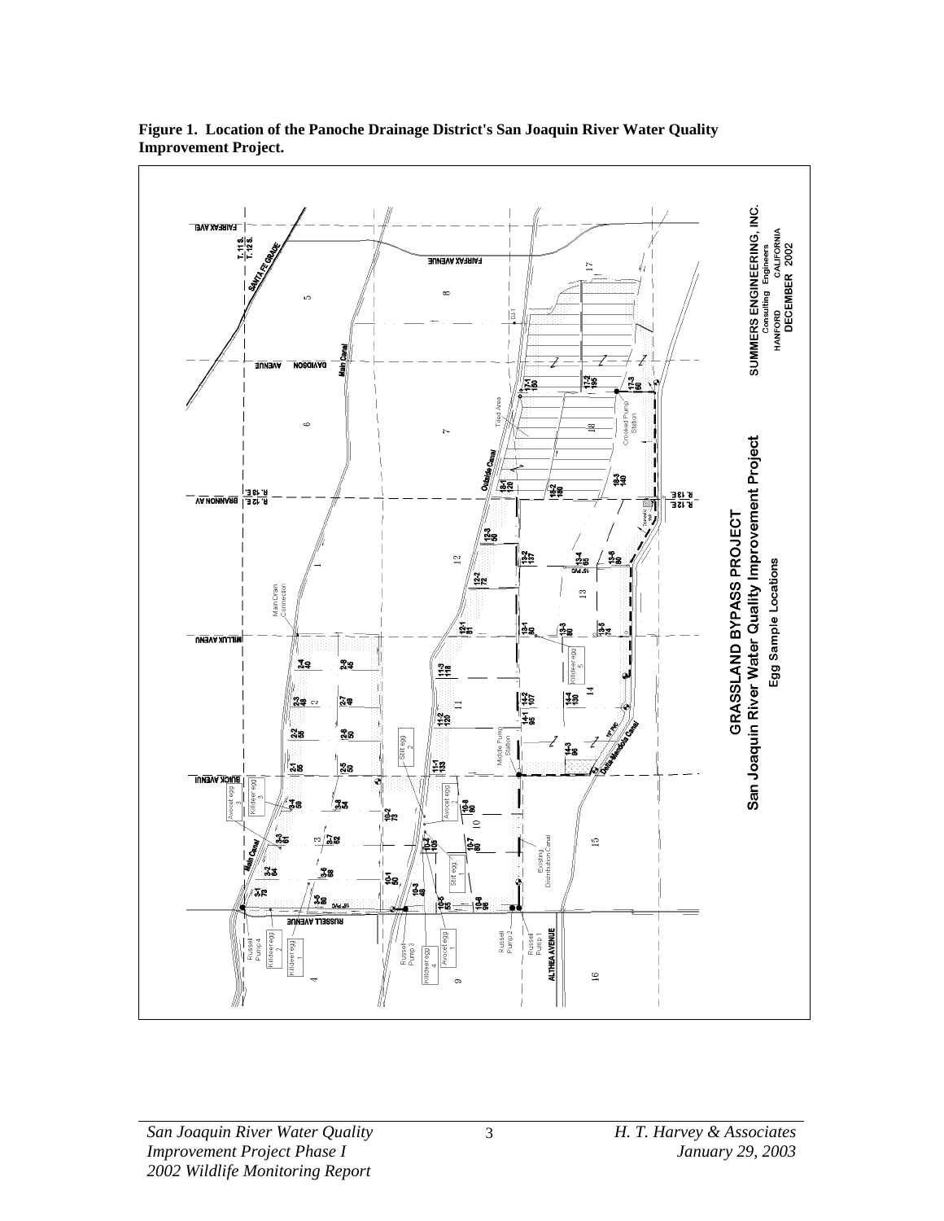**Figure 1. Location of the Panoche Drainage District's San Joaquin River Water Quality Improvement Project.**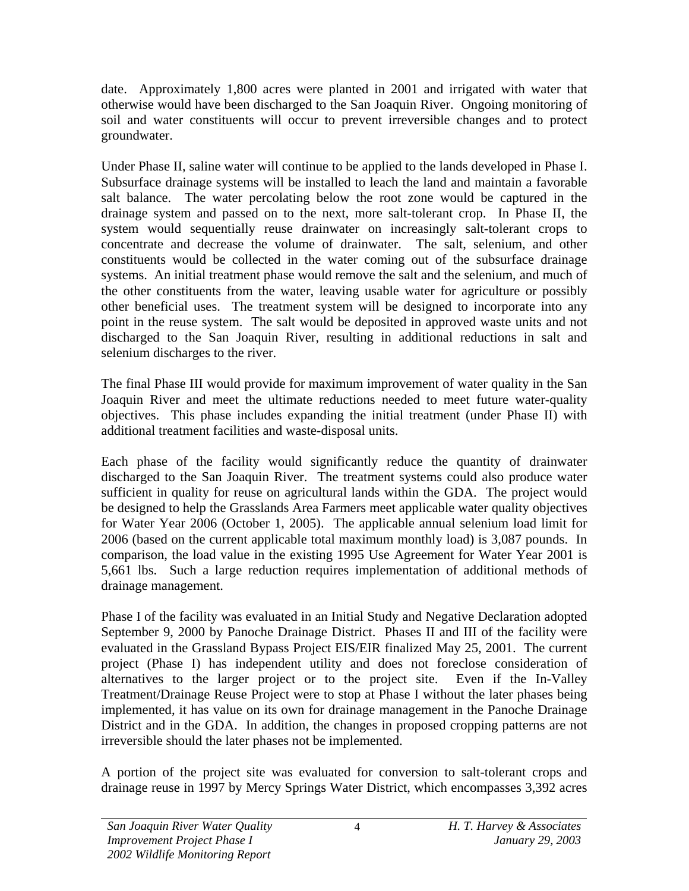date. Approximately 1,800 acres were planted in 2001 and irrigated with water that otherwise would have been discharged to the San Joaquin River. Ongoing monitoring of soil and water constituents will occur to prevent irreversible changes and to protect groundwater.

Under Phase II, saline water will continue to be applied to the lands developed in Phase I. Subsurface drainage systems will be installed to leach the land and maintain a favorable salt balance. The water percolating below the root zone would be captured in the drainage system and passed on to the next, more salt-tolerant crop. In Phase II, the system would sequentially reuse drainwater on increasingly salt-tolerant crops to concentrate and decrease the volume of drainwater. The salt, selenium, and other constituents would be collected in the water coming out of the subsurface drainage systems. An initial treatment phase would remove the salt and the selenium, and much of the other constituents from the water, leaving usable water for agriculture or possibly other beneficial uses. The treatment system will be designed to incorporate into any point in the reuse system. The salt would be deposited in approved waste units and not discharged to the San Joaquin River, resulting in additional reductions in salt and selenium discharges to the river.

The final Phase III would provide for maximum improvement of water quality in the San Joaquin River and meet the ultimate reductions needed to meet future water-quality objectives. This phase includes expanding the initial treatment (under Phase II) with additional treatment facilities and waste-disposal units.

Each phase of the facility would significantly reduce the quantity of drainwater discharged to the San Joaquin River. The treatment systems could also produce water sufficient in quality for reuse on agricultural lands within the GDA. The project would be designed to help the Grasslands Area Farmers meet applicable water quality objectives for Water Year 2006 (October 1, 2005). The applicable annual selenium load limit for 2006 (based on the current applicable total maximum monthly load) is 3,087 pounds. In comparison, the load value in the existing 1995 Use Agreement for Water Year 2001 is 5,661 lbs. Such a large reduction requires implementation of additional methods of drainage management.

Phase I of the facility was evaluated in an Initial Study and Negative Declaration adopted September 9, 2000 by Panoche Drainage District. Phases II and III of the facility were evaluated in the Grassland Bypass Project EIS/EIR finalized May 25, 2001. The current project (Phase I) has independent utility and does not foreclose consideration of alternatives to the larger project or to the project site. Even if the In-Valley Treatment/Drainage Reuse Project were to stop at Phase I without the later phases being implemented, it has value on its own for drainage management in the Panoche Drainage District and in the GDA. In addition, the changes in proposed cropping patterns are not irreversible should the later phases not be implemented.

A portion of the project site was evaluated for conversion to salt-tolerant crops and drainage reuse in 1997 by Mercy Springs Water District, which encompasses 3,392 acres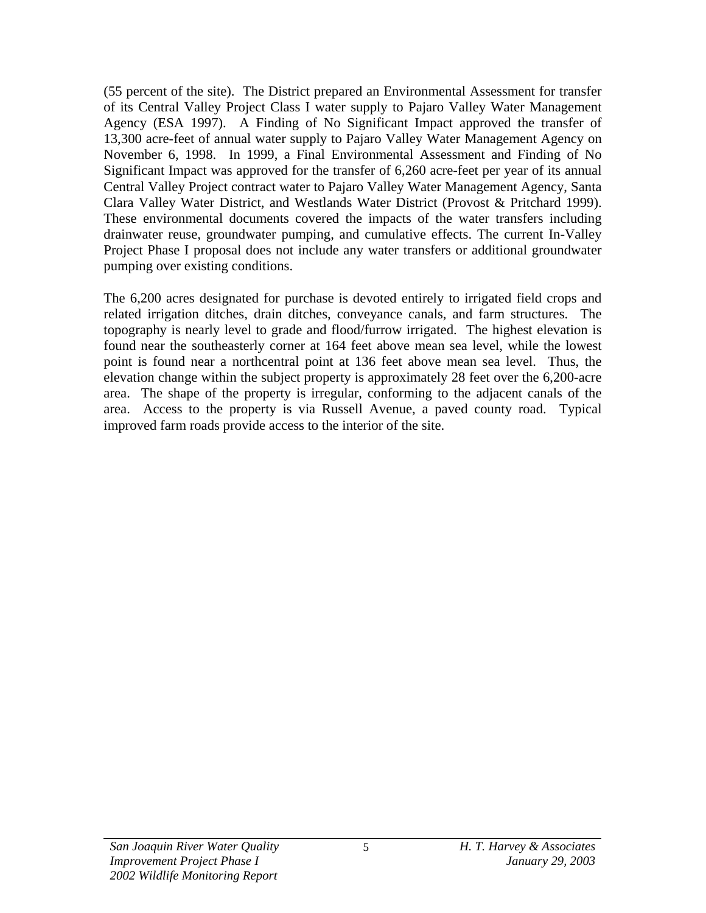(55 percent of the site). The District prepared an Environmental Assessment for transfer of its Central Valley Project Class I water supply to Pajaro Valley Water Management Agency (ESA 1997). A Finding of No Significant Impact approved the transfer of 13,300 acre-feet of annual water supply to Pajaro Valley Water Management Agency on November 6, 1998. In 1999, a Final Environmental Assessment and Finding of No Significant Impact was approved for the transfer of 6,260 acre-feet per year of its annual Central Valley Project contract water to Pajaro Valley Water Management Agency, Santa Clara Valley Water District, and Westlands Water District (Provost & Pritchard 1999). These environmental documents covered the impacts of the water transfers including drainwater reuse, groundwater pumping, and cumulative effects. The current In-Valley Project Phase I proposal does not include any water transfers or additional groundwater pumping over existing conditions.

The 6,200 acres designated for purchase is devoted entirely to irrigated field crops and related irrigation ditches, drain ditches, conveyance canals, and farm structures. The topography is nearly level to grade and flood/furrow irrigated. The highest elevation is found near the southeasterly corner at 164 feet above mean sea level, while the lowest point is found near a northcentral point at 136 feet above mean sea level. Thus, the elevation change within the subject property is approximately 28 feet over the 6,200-acre area. The shape of the property is irregular, conforming to the adjacent canals of the area. Access to the property is via Russell Avenue, a paved county road. Typical improved farm roads provide access to the interior of the site.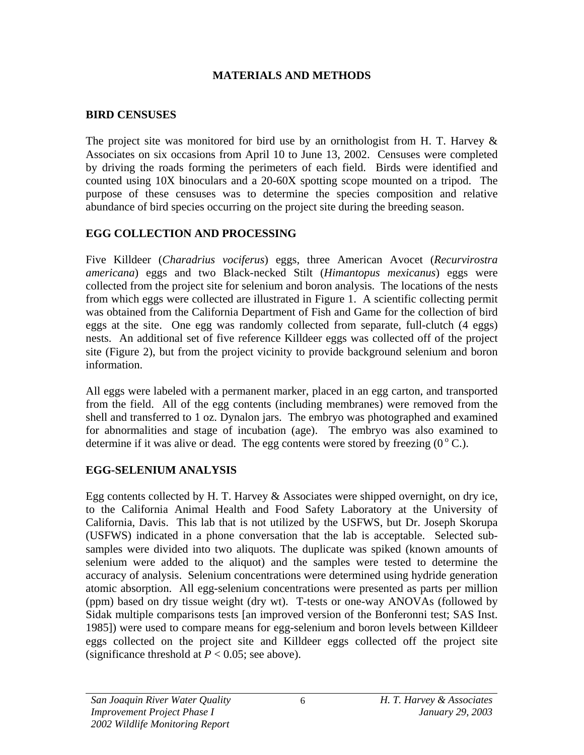# MATERIALS AND METHODS

## BIRD CENSUSES

The project site was monitored for bird use by an ornithologist from H. T. Harvey & Associates on six occasions from April 10 to June 13, 2002. Censuses were completed by driving the roads forming the perimeters of each field. Birds were identified and counted using 10X binoculars and a 20-60X spotting scope mounted on a tripod. The purpose of these censuses was to determine the species composition and relative abundance of bird species occurring on the project site during the breeding season.

## EGG COLLECTION AND PROCESSING

Five Killdeer (*Charadrius vociferus*) eggs, three American Avocet (*Recurvirostra americana*) eggs and two Black-necked Stilt (*Himantopus mexicanus*) eggs were collected from the project site for selenium and boron analysis. The locations of the nests from which eggs were collected are illustrated in Figure 1. A scientific collecting permit was obtained from the California Department of Fish and Game for the collection of bird eggs at the site. One egg was randomly collected from separate, full-clutch (4 eggs) nests. An additional set of five reference Killdeer eggs was collected off of the project site (Figure 2), but from the project vicinity to provide background selenium and boron information.

All eggs were labeled with a permanent marker, placed in an egg carton, and transported from the field. All of the egg contents (including membranes) were removed from the shell and transferred to 1 oz. Dynalon jars. The embryo was photographed and examined for abnormalities and stage of incubation (age). The embryo was also examined to determine if it was alive or dead. The egg contents were stored by freezing ($0^{o}$ C.).

## EGG-SELENIUM ANALYSIS

Egg contents collected by H. T. Harvey & Associates were shipped overnight, on dry ice, to the California Animal Health and Food Safety Laboratory at the University of California, Davis. This lab that is not utilized by the USFWS, but Dr. Joseph Skorupa (USFWS) indicated in a phone conversation that the lab is acceptable. Selected sub-samples were divided into two aliquots. The duplicate was spiked (known amounts of selenium were added to the aliquot) and the samples were tested to determine the accuracy of analysis. Selenium concentrations were determined using hydride generation atomic absorption. All egg-selenium concentrations were presented as parts per million (ppm) based on dry tissue weight (dry wt). T-tests or one-way ANOVAs (followed by Sidak multiple comparisons tests [an improved version of the Bonferonni test; SAS Inst. 1985]) were used to compare means for egg-selenium and boron levels between Killdeer eggs collected on the project site and Killdeer eggs collected off the project site (significance threshold at $P < 0.05$; see above).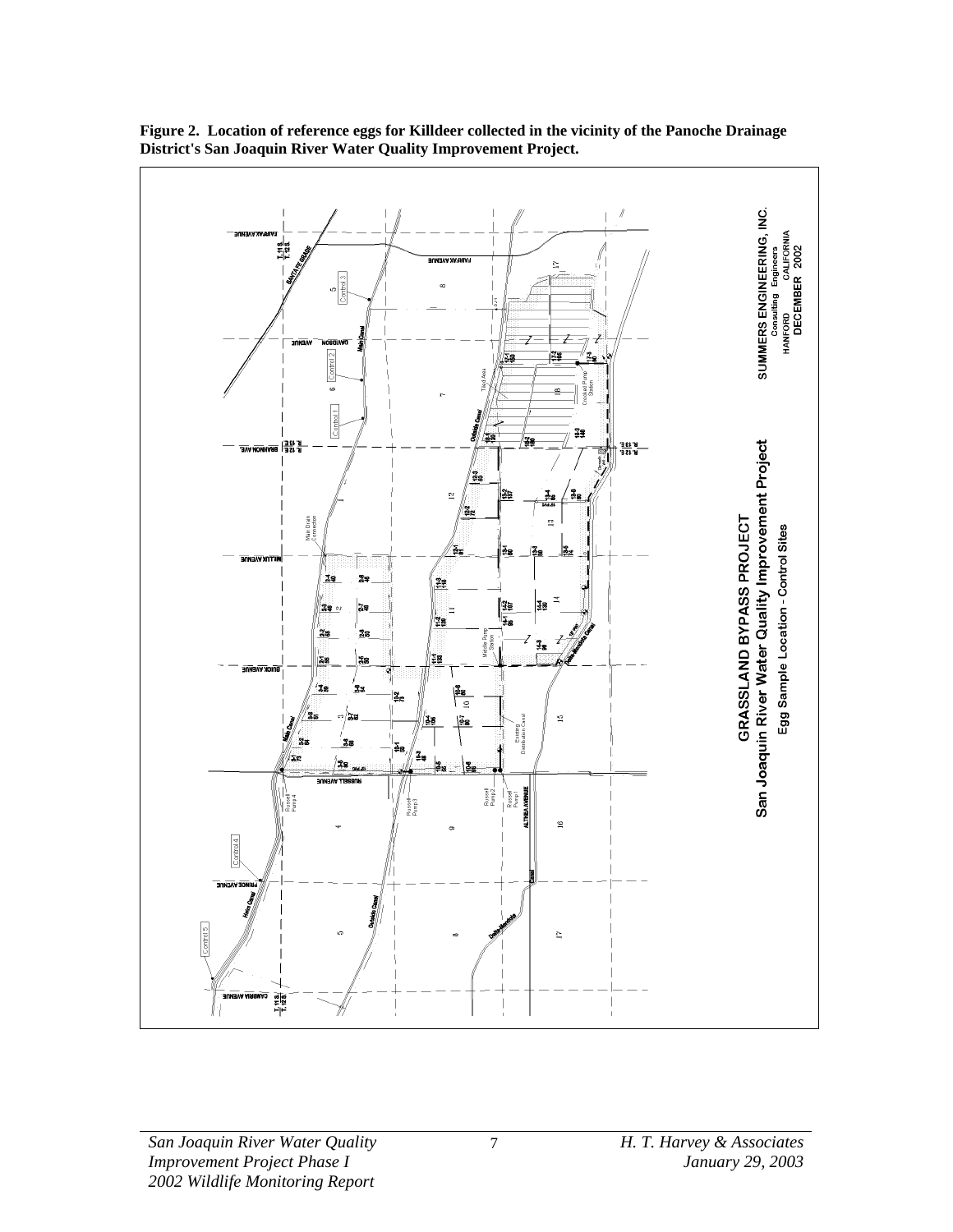**Figure 2. Location of reference eggs for Killdeer collected in the vicinity of the Panoche Drainage District's San Joaquin River Water Quality Improvement Project.**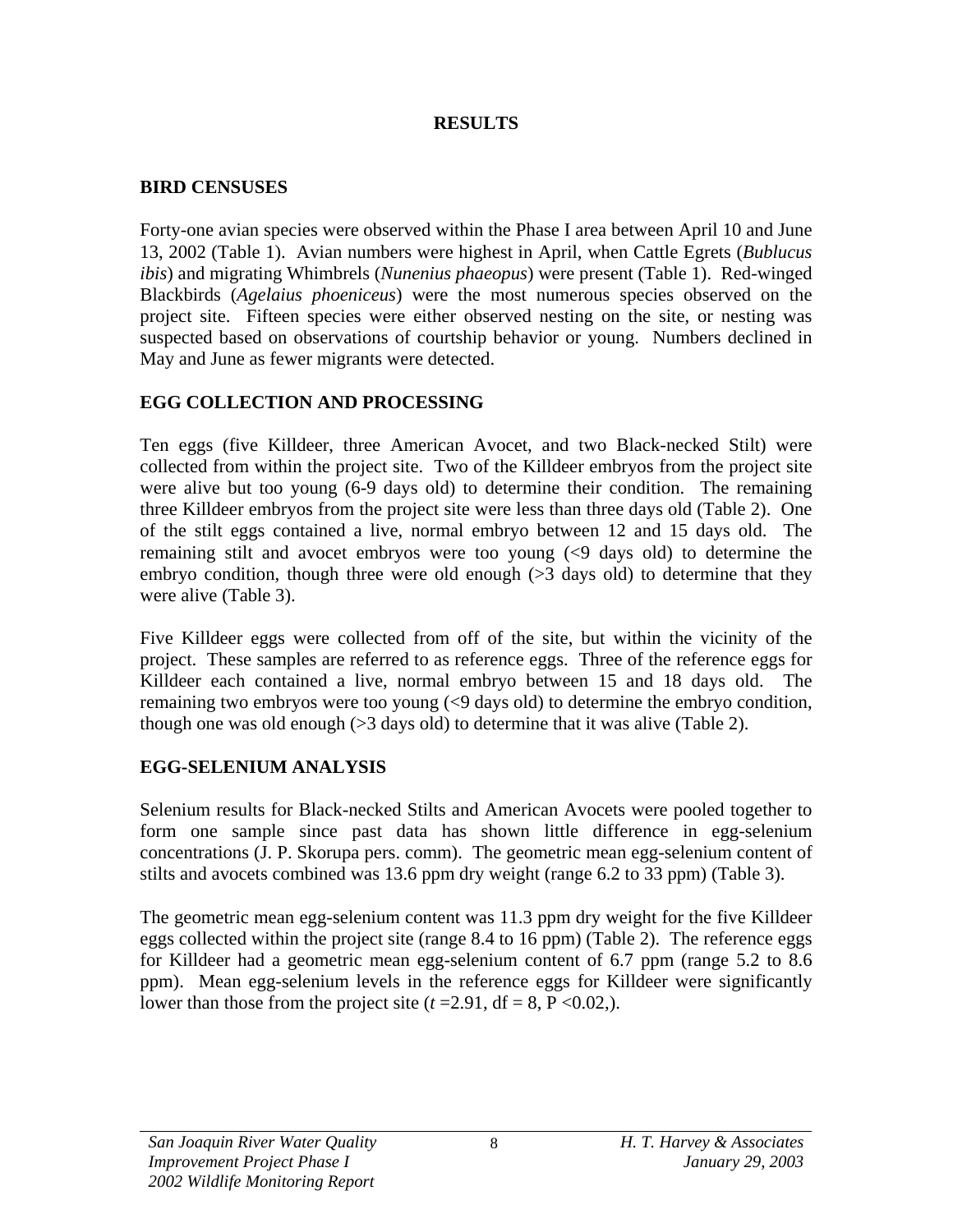# RESULTS

## BIRD CENSUSES

Forty-one avian species were observed within the Phase I area between April 10 and June 13, 2002 (Table 1). Avian numbers were highest in April, when Cattle Egrets (*Bublucus ibis*) and migrating Whimbrels (*Nunenius phaeopus*) were present (Table 1). Red-winged Blackbirds (*Agelaius phoeniceus*) were the most numerous species observed on the project site. Fifteen species were either observed nesting on the site, or nesting was suspected based on observations of courtship behavior or young. Numbers declined in May and June as fewer migrants were detected.

## EGG COLLECTION AND PROCESSING

Ten eggs (five Killdeer, three American Avocet, and two Black-necked Stilt) were collected from within the project site. Two of the Killdeer embryos from the project site were alive but too young (6-9 days old) to determine their condition. The remaining three Killdeer embryos from the project site were less than three days old (Table 2). One of the stilt eggs contained a live, normal embryo between 12 and 15 days old. The remaining stilt and avocet embryos were too young (<9 days old) to determine the embryo condition, though three were old enough (>3 days old) to determine that they were alive (Table 3).

Five Killdeer eggs were collected from off of the site, but within the vicinity of the project. These samples are referred to as reference eggs. Three of the reference eggs for Killdeer each contained a live, normal embryo between 15 and 18 days old. The remaining two embryos were too young (<9 days old) to determine the embryo condition, though one was old enough (>3 days old) to determine that it was alive (Table 2).

## EGG-SELENIUM ANALYSIS

Selenium results for Black-necked Stilts and American Avocets were pooled together to form one sample since past data has shown little difference in egg-selenium concentrations (J. P. Skorupa pers. comm). The geometric mean egg-selenium content of stilts and avocets combined was 13.6 ppm dry weight (range 6.2 to 33 ppm) (Table 3).

The geometric mean egg-selenium content was 11.3 ppm dry weight for the five Killdeer eggs collected within the project site (range 8.4 to 16 ppm) (Table 2). The reference eggs for Killdeer had a geometric mean egg-selenium content of 6.7 ppm (range 5.2 to 8.6 ppm). Mean egg-selenium levels in the reference eggs for Killdeer were significantly lower than those from the project site ($t$ =2.91, df = 8, P <0.02,).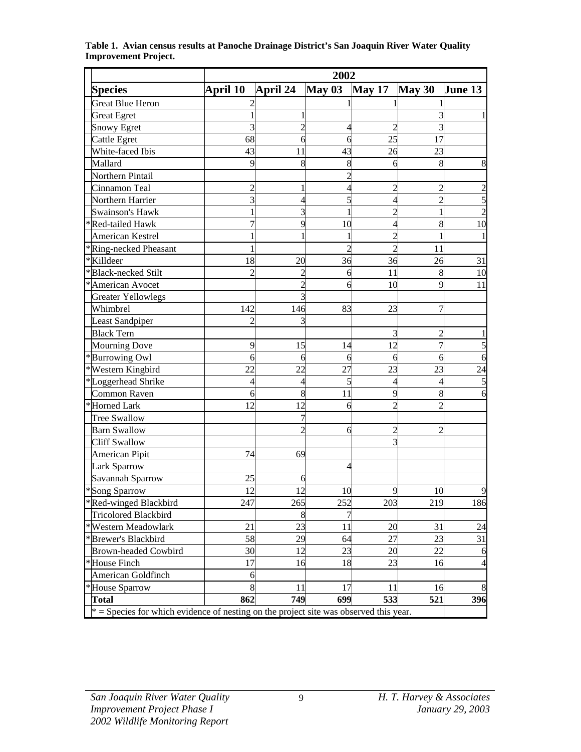**Table 1. Avian census results at Panoche Drainage District's San Joaquin River Water Quality Improvement Project.**

| Species | 2002 | | | | | |
|---|---|---|---|---|---|---|
| | April 10 | April 24 | May 03 | May 17 | May 30 | June 13 |
| Great Blue Heron | 2 | | 1 | 1 | 1 | |
| Great Egret | 1 | 1 | | | 3 | 1 |
| Snowy Egret | 3 | 2 | 4 | 2 | 3 | |
| Cattle Egret | 68 | 6 | 6 | 25 | 17 | |
| White-faced Ibis | 43 | 11 | 43 | 26 | 23 | |
| Mallard | 9 | 8 | 8 | 6 | 8 | 8 |
| Northern Pintail | | | 2 | | | |
| Cinnamon Teal | 2 | 1 | 4 | 2 | 2 | 2 |
| Northern Harrier | 3 | 4 | 5 | 4 | 2 | 5 |
| Swainson's Hawk | 1 | 3 | 1 | 2 | 1 | 2 |
| *Red-tailed Hawk | 7 | 9 | 10 | 4 | 8 | 10 |
| American Kestrel | 1 | 1 | 1 | 2 | 1 | 1 |
| *Ring-necked Pheasant | 1 | | 2 | 2 | 11 | |
| *Killdeer | 18 | 20 | 36 | 36 | 26 | 31 |
| *Black-necked Stilt | 2 | 2 | 6 | 11 | 8 | 10 |
| *American Avocet | | 2 | 6 | 10 | 9 | 11 |
| Greater Yellowlegs | | 3 | | | | |
| Whimbrel | 142 | 146 | 83 | 23 | 7 | |
| Least Sandpiper | 2 | 3 | | | | |
| Black Tern | | | | 3 | 2 | 1 |
| Mourning Dove | 9 | 15 | 14 | 12 | 7 | 5 |
| *Burrowing Owl | 6 | 6 | 6 | 6 | 6 | 6 |
| *Western Kingbird | 22 | 22 | 27 | 23 | 23 | 24 |
| *Loggerhead Shrike | 4 | 4 | 5 | 4 | 4 | 5 |
| Common Raven | 6 | 8 | 11 | 9 | 8 | 6 |
| *Horned Lark | 12 | 12 | 6 | 2 | 2 | |
| Tree Swallow | | 7 | | | | |
| Barn Swallow | | 2 | 6 | 2 | 2 | |
| Cliff Swallow | | | | 3 | | |
| American Pipit | 74 | 69 | | | | |
| Lark Sparrow | | | 4 | | | |
| Savannah Sparrow | 25 | 6 | | | | |
| *Song Sparrow | 12 | 12 | 10 | 9 | 10 | 9 |
| *Red-winged Blackbird | 247 | 265 | 252 | 203 | 219 | 186 |
| Tricolored Blackbird | | 8 | 7 | | | |
| *Western Meadowlark | 21 | 23 | 11 | 20 | 31 | 24 |
| *Brewer's Blackbird | 58 | 29 | 64 | 27 | 23 | 31 |
| Brown-headed Cowbird | 30 | 12 | 23 | 20 | 22 | 6 |
| *House Finch | 17 | 16 | 18 | 23 | 16 | 4 |
| American Goldfinch | 6 | | | | | |
| *House Sparrow | 8 | 11 | 17 | 11 | 16 | 8 |
| **Total** | **862** | **749** | **699** | **533** | **521** | **396** |

* = Species for which evidence of nesting on the project site was observed this year.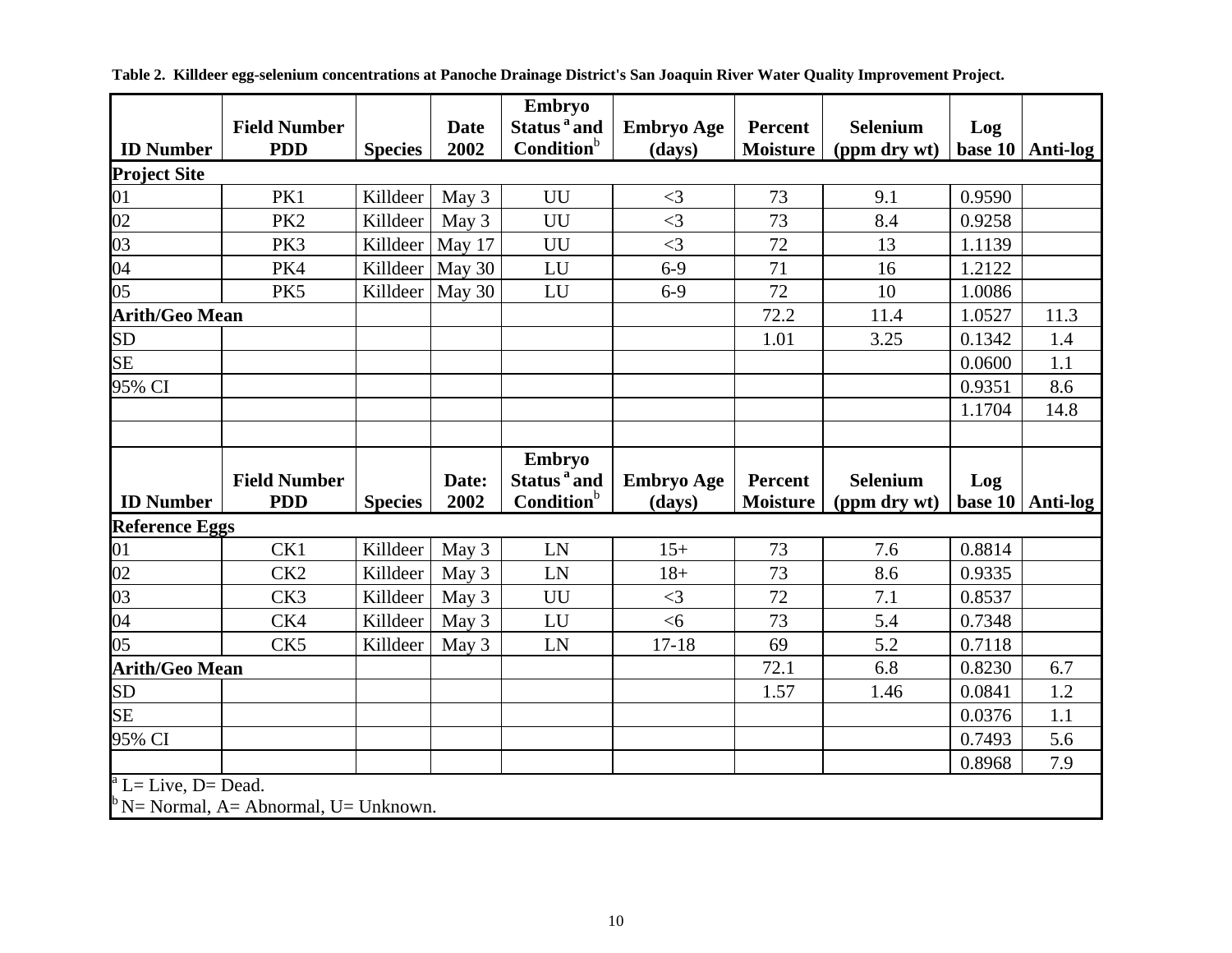**Table 2. Killdeer egg-selenium concentrations at Panoche Drainage District's San Joaquin River Water Quality Improvement Project.**

| ID Number | Field Number PDD | Species | Date 2002 | Embryo Status [a] and Condition [b] | Embryo Age (days) | Percent Moisture | Selenium (ppm dry wt) | Log base 10 | Anti-log |
|---|---|---|---|---|---|---|---|---|---|
| **Project Site** | | | | | | | | | |
| 01 | PK1 | Killdeer | May 3 | UU | <3 | 73 | 9.1 | 0.9590 | |
| 02 | PK2 | Killdeer | May 3 | UU | <3 | 73 | 8.4 | 0.9258 | |
| 03 | PK3 | Killdeer | May 17 | UU | <3 | 72 | 13 | 1.1139 | |
| 04 | PK4 | Killdeer | May 30 | LU | 6-9 | 71 | 16 | 1.2122 | |
| 05 | PK5 | Killdeer | May 30 | LU | 6-9 | 72 | 10 | 1.0086 | |
| **Arith/Geo Mean** | | | | | | 72.2 | 11.4 | 1.0527 | 11.3 |
| SD | | | | | | 1.01 | 3.25 | 0.1342 | 1.4 |
| SE | | | | | | | | 0.0600 | 1.1 |
| 95% CI | | | | | | | | 0.9351 | 8.6 |
| | | | | | | | | 1.1704 | 14.8 |
| | | | | | | | | | |
| **ID Number** | **Field Number PDD** | **Species** | **Date: 2002** | **Embryo Status [a] and Condition [b]** | **Embryo Age (days)** | **Percent Moisture** | **Selenium (ppm dry wt)** | **Log base 10** | **Anti-log** |
| **Reference Eggs** | | | | | | | | | |
| 01 | CK1 | Killdeer | May 3 | LN | 15+ | 73 | 7.6 | 0.8814 | |
| 02 | CK2 | Killdeer | May 3 | LN | 18+ | 73 | 8.6 | 0.9335 | |
| 03 | CK3 | Killdeer | May 3 | UU | <3 | 72 | 7.1 | 0.8537 | |
| 04 | CK4 | Killdeer | May 3 | LU | <6 | 73 | 5.4 | 0.7348 | |
| 05 | CK5 | Killdeer | May 3 | LN | 17-18 | 69 | 5.2 | 0.7118 | |
| **Arith/Geo Mean** | | | | | | 72.1 | 6.8 | 0.8230 | 6.7 |
| SD | | | | | | 1.57 | 1.46 | 0.0841 | 1.2 |
| SE | | | | | | | | 0.0376 | 1.1 |
| 95% CI | | | | | | | | 0.7493 | 5.6 |
| | | | | | | | | 0.8968 | 7.9 |

[a] L= Live, D= Dead.
[b] N= Normal, A= Abnormal, U= Unknown.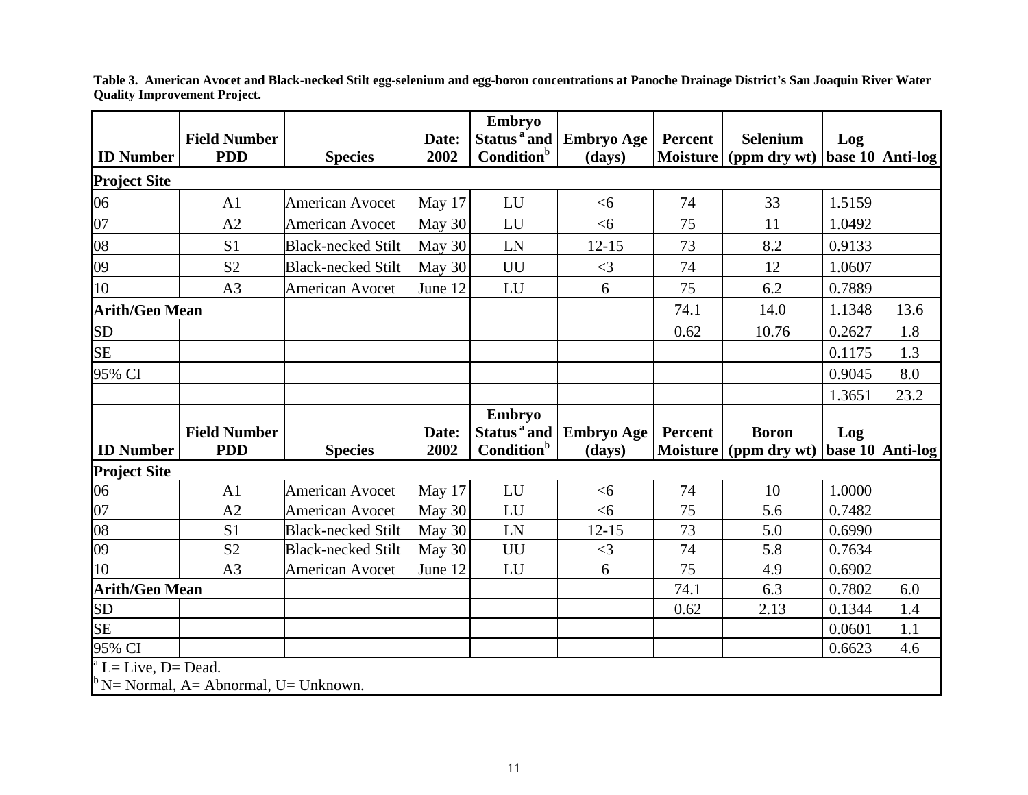**Table 3. American Avocet and Black-necked Stilt egg-selenium and egg-boron concentrations at Panoche Drainage District's San Joaquin River Water Quality Improvement Project.**

| ID Number | Field Number PDD | Species | Date: 2002 | Embryo Status[a] and Condition[b] | Embryo Age (days) | Percent Moisture | Selenium (ppm dry wt) | Log base 10 | Anti-log |
|---|---|---|---|---|---|---|---|---|---|
| **Project Site** | | | | | | | | | |
| 06 | A1 | American Avocet | May 17 | LU | <6 | 74 | 33 | 1.5159 | |
| 07 | A2 | American Avocet | May 30 | LU | <6 | 75 | 11 | 1.0492 | |
| 08 | S1 | Black-necked Stilt | May 30 | LN | 12-15 | 73 | 8.2 | 0.9133 | |
| 09 | S2 | Black-necked Stilt | May 30 | UU | <3 | 74 | 12 | 1.0607 | |
| 10 | A3 | American Avocet | June 12 | LU | 6 | 75 | 6.2 | 0.7889 | |
| **Arith/Geo Mean** | | | | | | 74.1 | 14.0 | 1.1348 | 13.6 |
| SD | | | | | | 0.62 | 10.76 | 0.2627 | 1.8 |
| SE | | | | | | | | 0.1175 | 1.3 |
| 95% CI | | | | | | | | 0.9045 | 8.0 |
| | | | | | | | | 1.3651 | 23.2 |
| **ID Number** | **Field Number PDD** | **Species** | **Date: 2002** | **Embryo Status[a] and Condition[b]** | **Embryo Age (days)** | **Percent Moisture** | **Boron (ppm dry wt)** | **Log base 10** | **Anti-log** |
| **Project Site** | | | | | | | | | |
| 06 | A1 | American Avocet | May 17 | LU | <6 | 74 | 10 | 1.0000 | |
| 07 | A2 | American Avocet | May 30 | LU | <6 | 75 | 5.6 | 0.7482 | |
| 08 | S1 | Black-necked Stilt | May 30 | LN | 12-15 | 73 | 5.0 | 0.6990 | |
| 09 | S2 | Black-necked Stilt | May 30 | UU | <3 | 74 | 5.8 | 0.7634 | |
| 10 | A3 | American Avocet | June 12 | LU | 6 | 75 | 4.9 | 0.6902 | |
| **Arith/Geo Mean** | | | | | | 74.1 | 6.3 | 0.7802 | 6.0 |
| SD | | | | | | 0.62 | 2.13 | 0.1344 | 1.4 |
| SE | | | | | | | | 0.0601 | 1.1 |
| 95% CI | | | | | | | | 0.6623 | 4.6 |

[a] L= Live, D= Dead.
[b] N= Normal, A= Abnormal, U= Unknown.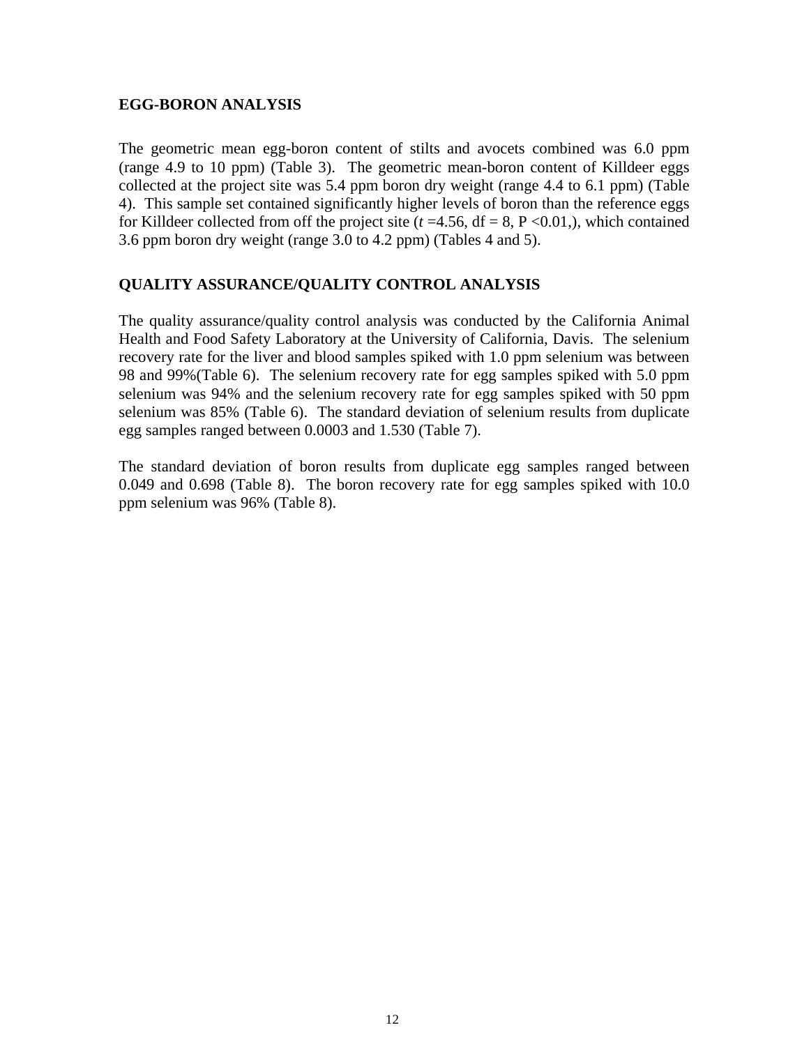## EGG-BORON ANALYSIS

The geometric mean egg-boron content of stilts and avocets combined was 6.0 ppm (range 4.9 to 10 ppm) (Table 3). The geometric mean-boron content of Killdeer eggs collected at the project site was 5.4 ppm boron dry weight (range 4.4 to 6.1 ppm) (Table 4). This sample set contained significantly higher levels of boron than the reference eggs for Killdeer collected from off the project site ($t$ =4.56, df = 8, P <0.01,), which contained 3.6 ppm boron dry weight (range 3.0 to 4.2 ppm) (Tables 4 and 5).

## QUALITY ASSURANCE/QUALITY CONTROL ANALYSIS

The quality assurance/quality control analysis was conducted by the California Animal Health and Food Safety Laboratory at the University of California, Davis. The selenium recovery rate for the liver and blood samples spiked with 1.0 ppm selenium was between 98 and 99%(Table 6). The selenium recovery rate for egg samples spiked with 5.0 ppm selenium was 94% and the selenium recovery rate for egg samples spiked with 50 ppm selenium was 85% (Table 6). The standard deviation of selenium results from duplicate egg samples ranged between 0.0003 and 1.530 (Table 7).

The standard deviation of boron results from duplicate egg samples ranged between 0.049 and 0.698 (Table 8). The boron recovery rate for egg samples spiked with 10.0 ppm selenium was 96% (Table 8).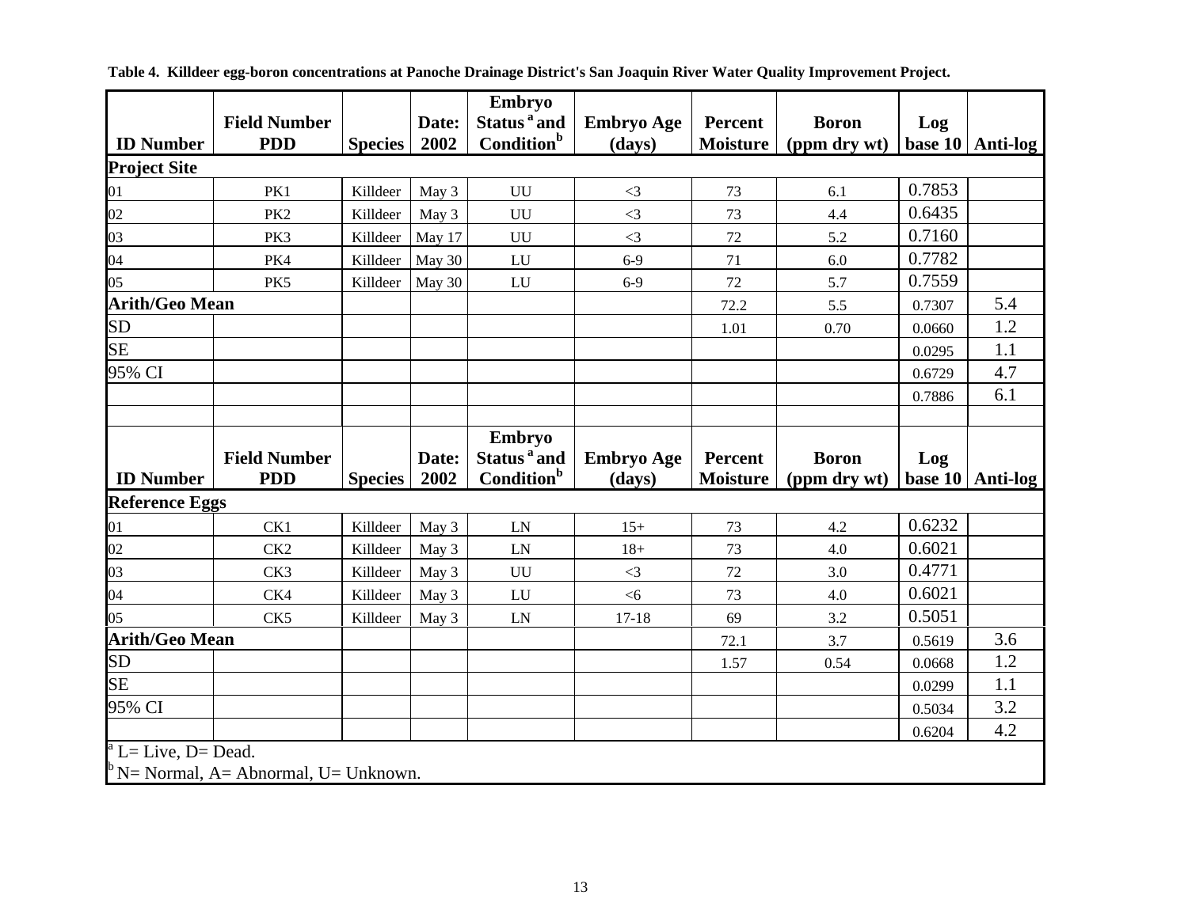**Table 4. Killdeer egg-boron concentrations at Panoche Drainage District's San Joaquin River Water Quality Improvement Project.**

| ID Number | Field Number PDD | Species | Date: 2002 | Embryo Status [a] and Condition [b] | Embryo Age (days) | Percent Moisture | Boron (ppm dry wt) | Log base 10 | Anti-log |
|---|---|---|---|---|---|---|---|---|---|
| **Project Site** | | | | | | | | | |
| 01 | PK1 | Killdeer | May 3 | UU | <3 | 73 | 6.1 | 0.7853 | |
| 02 | PK2 | Killdeer | May 3 | UU | <3 | 73 | 4.4 | 0.6435 | |
| 03 | PK3 | Killdeer | May 17 | UU | <3 | 72 | 5.2 | 0.7160 | |
| 04 | PK4 | Killdeer | May 30 | LU | 6-9 | 71 | 6.0 | 0.7782 | |
| 05 | PK5 | Killdeer | May 30 | LU | 6-9 | 72 | 5.7 | 0.7559 | |
| **Arith/Geo Mean** | | | | | | 72.2 | 5.5 | 0.7307 | 5.4 |
| SD | | | | | | 1.01 | 0.70 | 0.0660 | 1.2 |
| SE | | | | | | | | 0.0295 | 1.1 |
| 95% CI | | | | | | | | 0.6729 | 4.7 |
| | | | | | | | | 0.7886 | 6.1 |
| | | | | | | | | | |
| **ID Number** | **Field Number PDD** | **Species** | **Date: 2002** | **Embryo Status [a] and Condition [b]** | **Embryo Age (days)** | **Percent Moisture** | **Boron (ppm dry wt)** | **Log base 10** | **Anti-log** |
| **Reference Eggs** | | | | | | | | | |
| 01 | CK1 | Killdeer | May 3 | LN | 15+ | 73 | 4.2 | 0.6232 | |
| 02 | CK2 | Killdeer | May 3 | LN | 18+ | 73 | 4.0 | 0.6021 | |
| 03 | CK3 | Killdeer | May 3 | UU | <3 | 72 | 3.0 | 0.4771 | |
| 04 | CK4 | Killdeer | May 3 | LU | <6 | 73 | 4.0 | 0.6021 | |
| 05 | CK5 | Killdeer | May 3 | LN | 17-18 | 69 | 3.2 | 0.5051 | |
| **Arith/Geo Mean** | | | | | | 72.1 | 3.7 | 0.5619 | 3.6 |
| SD | | | | | | 1.57 | 0.54 | 0.0668 | 1.2 |
| SE | | | | | | | | 0.0299 | 1.1 |
| 95% CI | | | | | | | | 0.5034 | 3.2 |
| | | | | | | | | 0.6204 | 4.2 |

[a] L= Live, D= Dead.
[b] N= Normal, A= Abnormal, U= Unknown.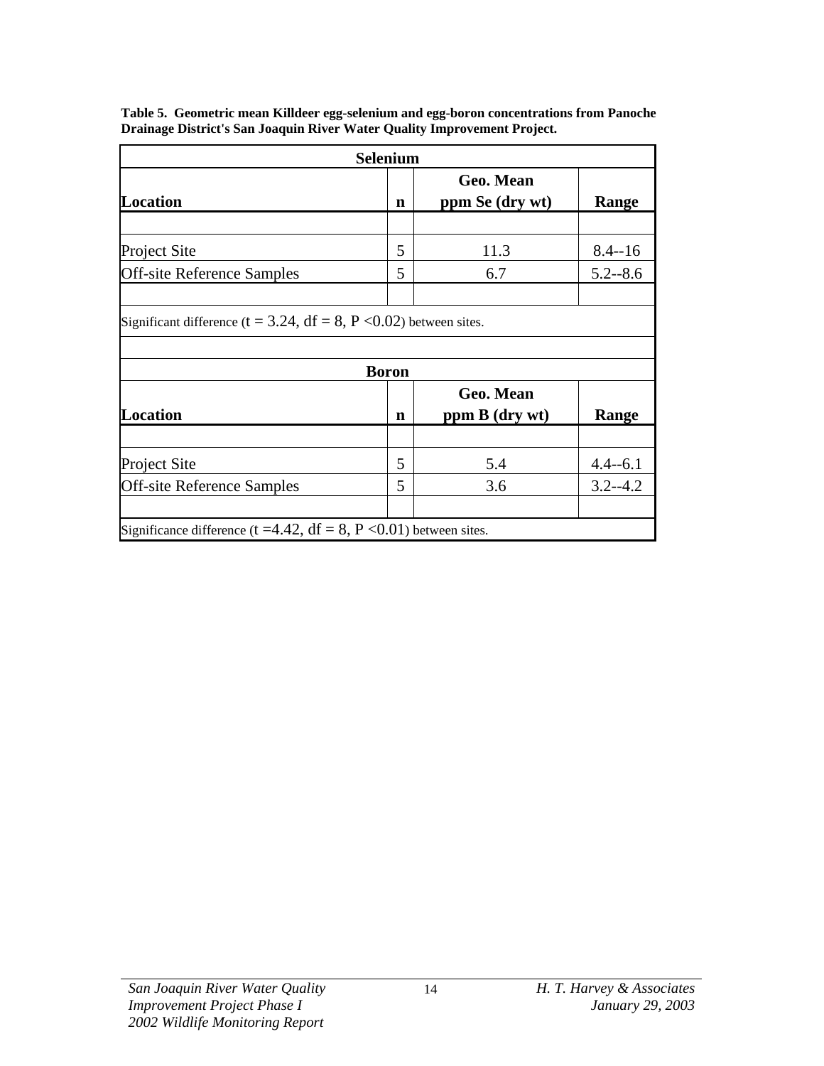**Table 5. Geometric mean Killdeer egg-selenium and egg-boron concentrations from Panoche Drainage District's San Joaquin River Water Quality Improvement Project.**

| Selenium | | | |
|---|---|---|---|
| **Location** | **n** | **Geo. Mean ppm Se (dry wt)** | **Range** |
| | | | |
| Project Site | 5 | 11.3 | 8.4--16 |
| Off-site Reference Samples | 5 | 6.7 | 5.2--8.6 |
| | | | |
| Significant difference ($t = 3.24$, $df = 8$, $P < 0.02$) between sites. | | | |

| Boron | | | |
|---|---|---|---|
| **Location** | **n** | **Geo. Mean ppm B (dry wt)** | **Range** |
| | | | |
| Project Site | 5 | 5.4 | 4.4--6.1 |
| Off-site Reference Samples | 5 | 3.6 | 3.2--4.2 |
| | | | |
| Significance difference ($t = 4.42$, $df = 8$, $P < 0.01$) between sites. | | | |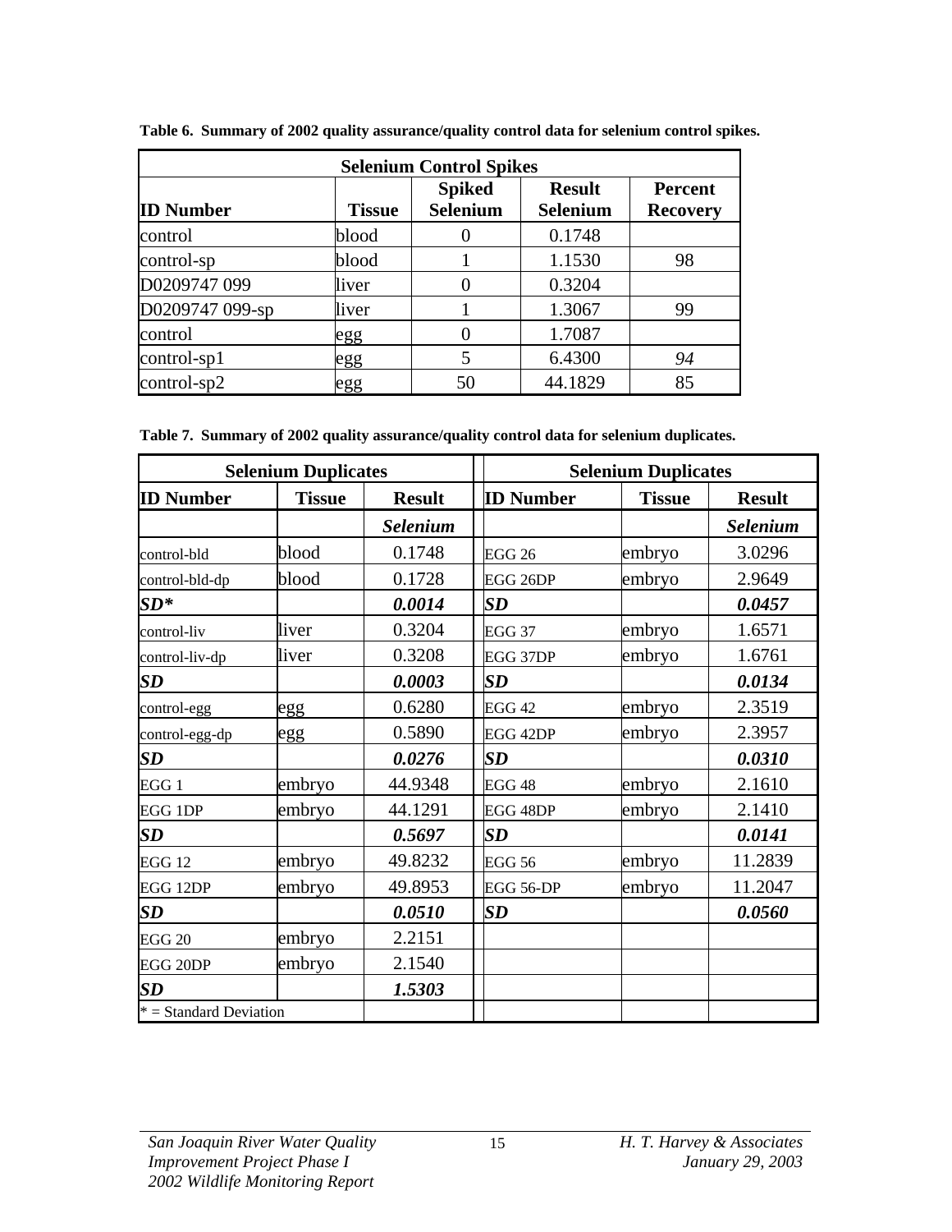**Table 6. Summary of 2002 quality assurance/quality control data for selenium control spikes.**

| Selenium Control Spikes | | | | |
|---|---|---|---|---|
| **ID Number** | **Tissue** | **Spiked Selenium** | **Result Selenium** | **Percent Recovery** |
| control | blood | 0 | 0.1748 | |
| control-sp | blood | 1 | 1.1530 | 98 |
| D0209747 099 | liver | 0 | 0.3204 | |
| D0209747 099-sp | liver | 1 | 1.3067 | 99 |
| control | egg | 0 | 1.7087 | |
| control-sp1 | egg | 5 | 6.4300 | *94* |
| control-sp2 | egg | 50 | 44.1829 | 85 |

**Table 7. Summary of 2002 quality assurance/quality control data for selenium duplicates.**

| Selenium Duplicates | | | Selenium Duplicates | | |
|---|---|---|---|---|---|
| **ID Number** | **Tissue** | **Result** | **ID Number** | **Tissue** | **Result** |
| | | ***Selenium*** | | | ***Selenium*** |
| control-bld | blood | 0.1748 | EGG 26 | embryo | 3.0296 |
| control-bld-dp | blood | 0.1728 | EGG 26DP | embryo | 2.9649 |
| ***SD**** | | ***0.0014*** | ***SD*** | | ***0.0457*** |
| control-liv | liver | 0.3204 | EGG 37 | embryo | 1.6571 |
| control-liv-dp | liver | 0.3208 | EGG 37DP | embryo | 1.6761 |
| ***SD*** | | ***0.0003*** | ***SD*** | | ***0.0134*** |
| control-egg | egg | 0.6280 | EGG 42 | embryo | 2.3519 |
| control-egg-dp | egg | 0.5890 | EGG 42DP | embryo | 2.3957 |
| ***SD*** | | ***0.0276*** | ***SD*** | | ***0.0310*** |
| EGG 1 | embryo | 44.9348 | EGG 48 | embryo | 2.1610 |
| EGG 1DP | embryo | 44.1291 | EGG 48DP | embryo | 2.1410 |
| ***SD*** | | ***0.5697*** | ***SD*** | | ***0.0141*** |
| EGG 12 | embryo | 49.8232 | EGG 56 | embryo | 11.2839 |
| EGG 12DP | embryo | 49.8953 | EGG 56-DP | embryo | 11.2047 |
| ***SD*** | | ***0.0510*** | ***SD*** | | ***0.0560*** |
| EGG 20 | embryo | 2.2151 | | | |
| EGG 20DP | embryo | 2.1540 | | | |
| ***SD*** | | ***1.5303*** | | | |
| * = Standard Deviation | | | | | |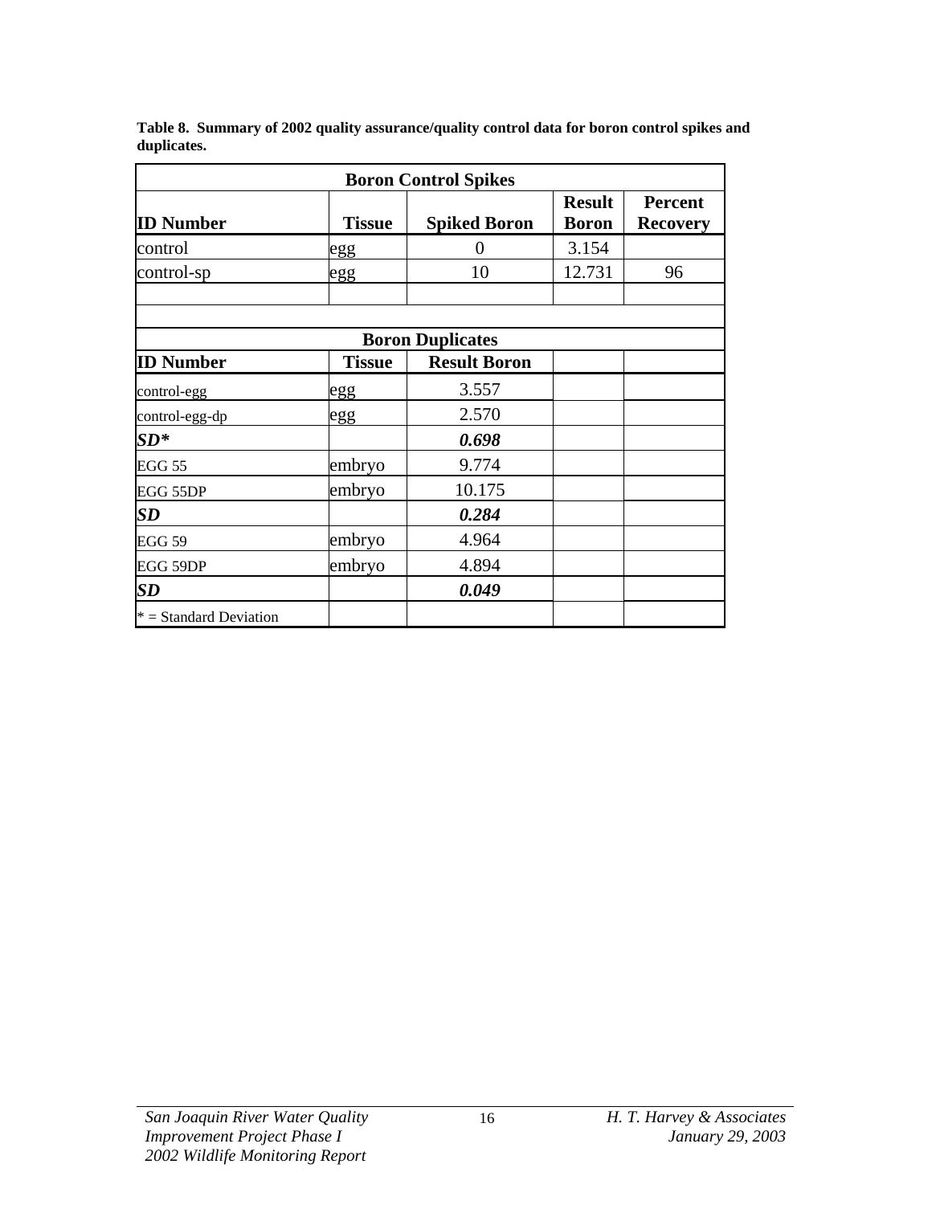**Table 8. Summary of 2002 quality assurance/quality control data for boron control spikes and duplicates.**

| Boron Control Spikes | | | | |
|---|---|---|---|---|
| **ID Number** | **Tissue** | **Spiked Boron** | **Result Boron** | **Percent Recovery** |
| control | egg | 0 | 3.154 | |
| control-sp | egg | 10 | 12.731 | 96 |
| | | | | |
| | | | | |
| **Boron Duplicates** | | | | |
| **ID Number** | **Tissue** | **Result Boron** | | |
| control-egg | egg | 3.557 | | |
| control-egg-dp | egg | 2.570 | | |
| ***SD**** | | ***0.698*** | | |
| EGG 55 | embryo | 9.774 | | |
| EGG 55DP | embryo | 10.175 | | |
| ***SD*** | | ***0.284*** | | |
| EGG 59 | embryo | 4.964 | | |
| EGG 59DP | embryo | 4.894 | | |
| ***SD*** | | ***0.049*** | | |
| * = Standard Deviation | | | | |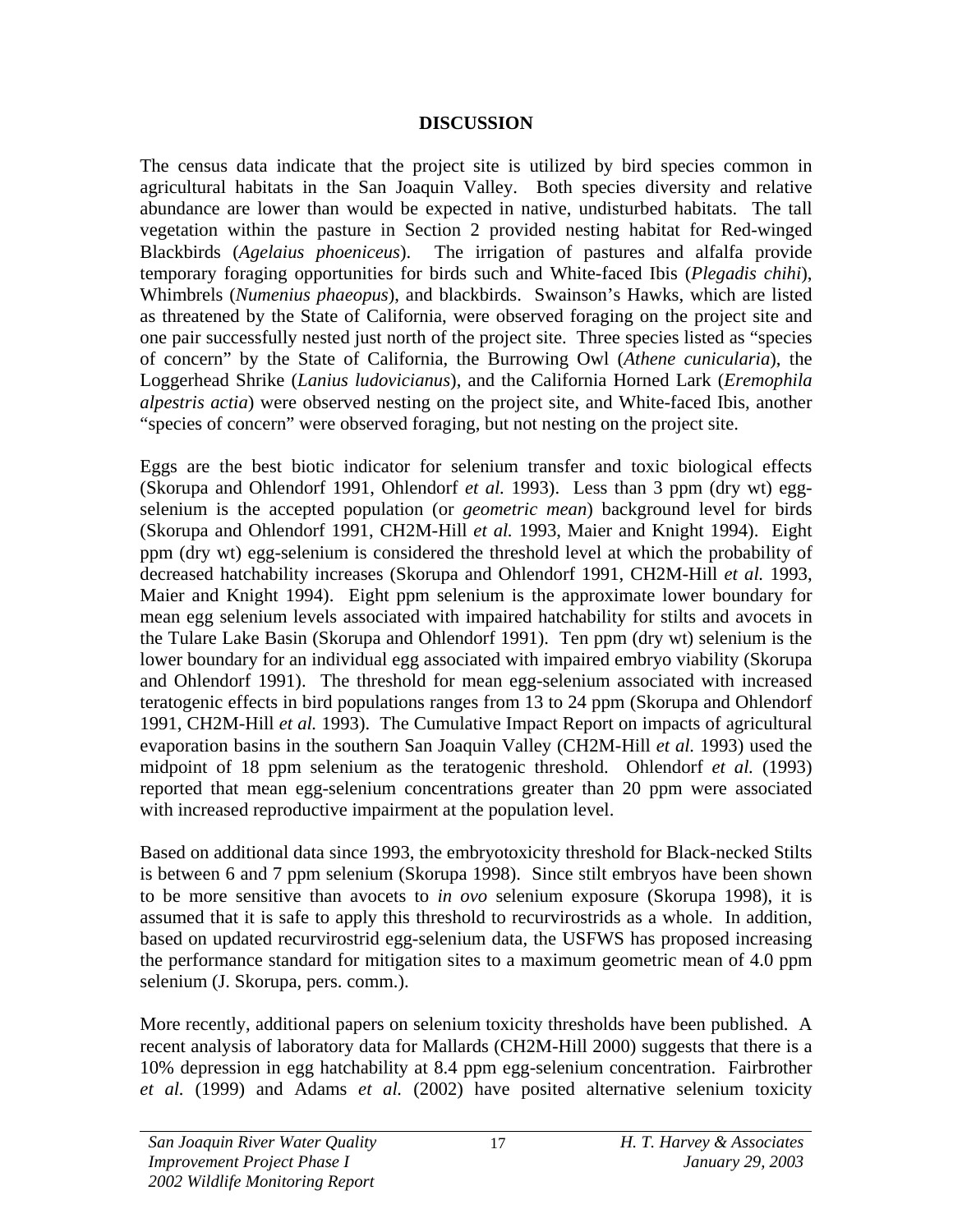## DISCUSSION

The census data indicate that the project site is utilized by bird species common in agricultural habitats in the San Joaquin Valley. Both species diversity and relative abundance are lower than would be expected in native, undisturbed habitats. The tall vegetation within the pasture in Section 2 provided nesting habitat for Red-winged Blackbirds (*Agelaius phoeniceus*). The irrigation of pastures and alfalfa provide temporary foraging opportunities for birds such and White-faced Ibis (*Plegadis chihi*), Whimbrels (*Numenius phaeopus*), and blackbirds. Swainson's Hawks, which are listed as threatened by the State of California, were observed foraging on the project site and one pair successfully nested just north of the project site. Three species listed as "species of concern" by the State of California, the Burrowing Owl (*Athene cunicularia*), the Loggerhead Shrike (*Lanius ludovicianus*), and the California Horned Lark (*Eremophila alpestris actia*) were observed nesting on the project site, and White-faced Ibis, another "species of concern" were observed foraging, but not nesting on the project site.

Eggs are the best biotic indicator for selenium transfer and toxic biological effects (Skorupa and Ohlendorf 1991, Ohlendorf *et al.* 1993). Less than 3 ppm (dry wt) egg-selenium is the accepted population (or *geometric mean*) background level for birds (Skorupa and Ohlendorf 1991, CH2M-Hill *et al.* 1993, Maier and Knight 1994). Eight ppm (dry wt) egg-selenium is considered the threshold level at which the probability of decreased hatchability increases (Skorupa and Ohlendorf 1991, CH2M-Hill *et al.* 1993, Maier and Knight 1994). Eight ppm selenium is the approximate lower boundary for mean egg selenium levels associated with impaired hatchability for stilts and avocets in the Tulare Lake Basin (Skorupa and Ohlendorf 1991). Ten ppm (dry wt) selenium is the lower boundary for an individual egg associated with impaired embryo viability (Skorupa and Ohlendorf 1991). The threshold for mean egg-selenium associated with increased teratogenic effects in bird populations ranges from 13 to 24 ppm (Skorupa and Ohlendorf 1991, CH2M-Hill *et al.* 1993). The Cumulative Impact Report on impacts of agricultural evaporation basins in the southern San Joaquin Valley (CH2M-Hill *et al.* 1993) used the midpoint of 18 ppm selenium as the teratogenic threshold. Ohlendorf *et al.* (1993) reported that mean egg-selenium concentrations greater than 20 ppm were associated with increased reproductive impairment at the population level.

Based on additional data since 1993, the embryotoxicity threshold for Black-necked Stilts is between 6 and 7 ppm selenium (Skorupa 1998). Since stilt embryos have been shown to be more sensitive than avocets to *in ovo* selenium exposure (Skorupa 1998), it is assumed that it is safe to apply this threshold to recurvirostrids as a whole. In addition, based on updated recurvirostrid egg-selenium data, the USFWS has proposed increasing the performance standard for mitigation sites to a maximum geometric mean of 4.0 ppm selenium (J. Skorupa, pers. comm.).

More recently, additional papers on selenium toxicity thresholds have been published. A recent analysis of laboratory data for Mallards (CH2M-Hill 2000) suggests that there is a 10% depression in egg hatchability at 8.4 ppm egg-selenium concentration. Fairbrother *et al.* (1999) and Adams *et al.* (2002) have posited alternative selenium toxicity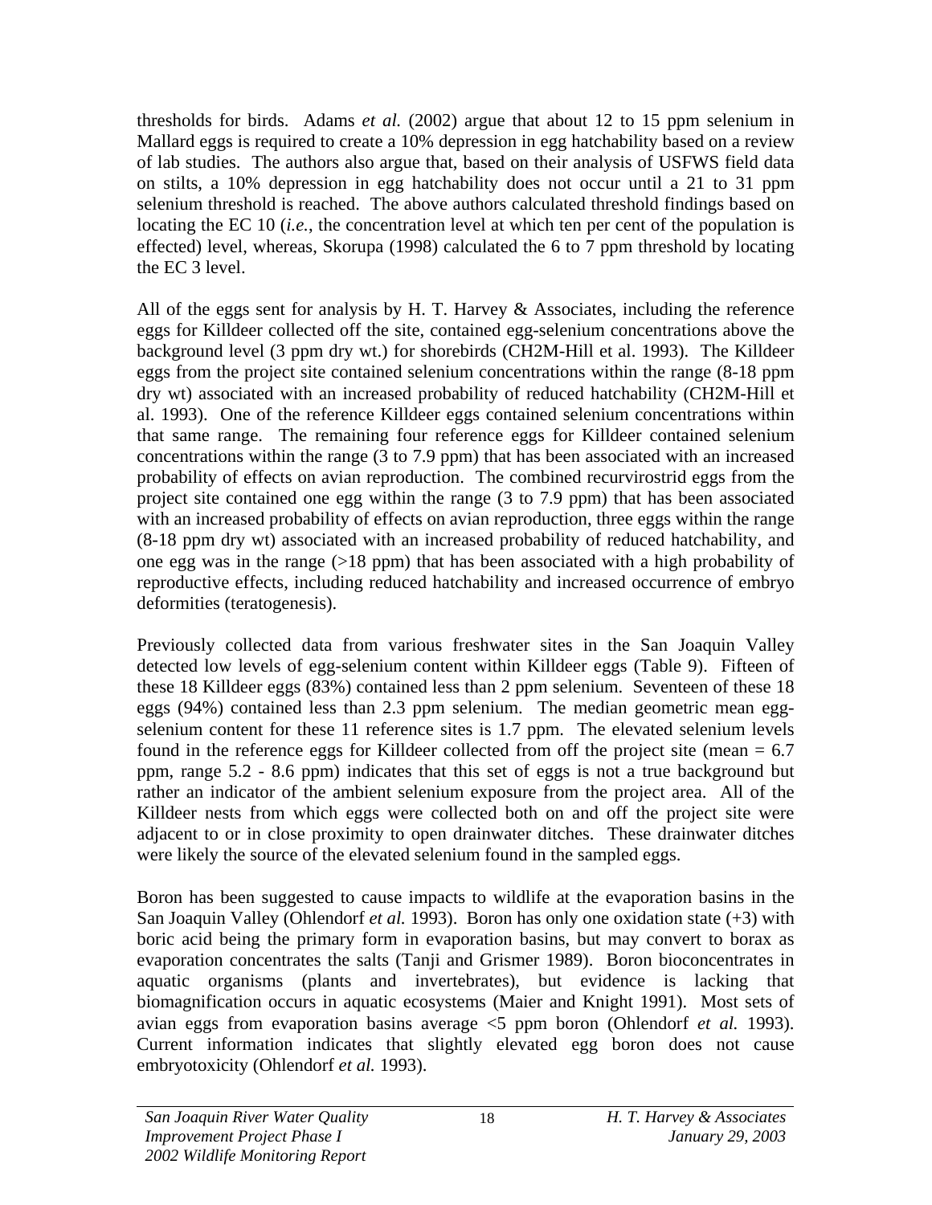thresholds for birds. Adams *et al.* (2002) argue that about 12 to 15 ppm selenium in Mallard eggs is required to create a 10% depression in egg hatchability based on a review of lab studies. The authors also argue that, based on their analysis of USFWS field data on stilts, a 10% depression in egg hatchability does not occur until a 21 to 31 ppm selenium threshold is reached. The above authors calculated threshold findings based on locating the EC 10 (*i.e.*, the concentration level at which ten per cent of the population is effected) level, whereas, Skorupa (1998) calculated the 6 to 7 ppm threshold by locating the EC 3 level.

All of the eggs sent for analysis by H. T. Harvey & Associates, including the reference eggs for Killdeer collected off the site, contained egg-selenium concentrations above the background level (3 ppm dry wt.) for shorebirds (CH2M-Hill et al. 1993). The Killdeer eggs from the project site contained selenium concentrations within the range (8-18 ppm dry wt) associated with an increased probability of reduced hatchability (CH2M-Hill et al. 1993). One of the reference Killdeer eggs contained selenium concentrations within that same range. The remaining four reference eggs for Killdeer contained selenium concentrations within the range (3 to 7.9 ppm) that has been associated with an increased probability of effects on avian reproduction. The combined recurvirostrid eggs from the project site contained one egg within the range (3 to 7.9 ppm) that has been associated with an increased probability of effects on avian reproduction, three eggs within the range (8-18 ppm dry wt) associated with an increased probability of reduced hatchability, and one egg was in the range (>18 ppm) that has been associated with a high probability of reproductive effects, including reduced hatchability and increased occurrence of embryo deformities (teratogenesis).

Previously collected data from various freshwater sites in the San Joaquin Valley detected low levels of egg-selenium content within Killdeer eggs (Table 9). Fifteen of these 18 Killdeer eggs (83%) contained less than 2 ppm selenium. Seventeen of these 18 eggs (94%) contained less than 2.3 ppm selenium. The median geometric mean egg-selenium content for these 11 reference sites is 1.7 ppm. The elevated selenium levels found in the reference eggs for Killdeer collected from off the project site (mean = 6.7 ppm, range 5.2 - 8.6 ppm) indicates that this set of eggs is not a true background but rather an indicator of the ambient selenium exposure from the project area. All of the Killdeer nests from which eggs were collected both on and off the project site were adjacent to or in close proximity to open drainwater ditches. These drainwater ditches were likely the source of the elevated selenium found in the sampled eggs.

Boron has been suggested to cause impacts to wildlife at the evaporation basins in the San Joaquin Valley (Ohlendorf *et al.* 1993). Boron has only one oxidation state (+3) with boric acid being the primary form in evaporation basins, but may convert to borax as evaporation concentrates the salts (Tanji and Grismer 1989). Boron bioconcentrates in aquatic organisms (plants and invertebrates), but evidence is lacking that biomagnification occurs in aquatic ecosystems (Maier and Knight 1991). Most sets of avian eggs from evaporation basins average <5 ppm boron (Ohlendorf *et al.* 1993). Current information indicates that slightly elevated egg boron does not cause embryotoxicity (Ohlendorf *et al.* 1993).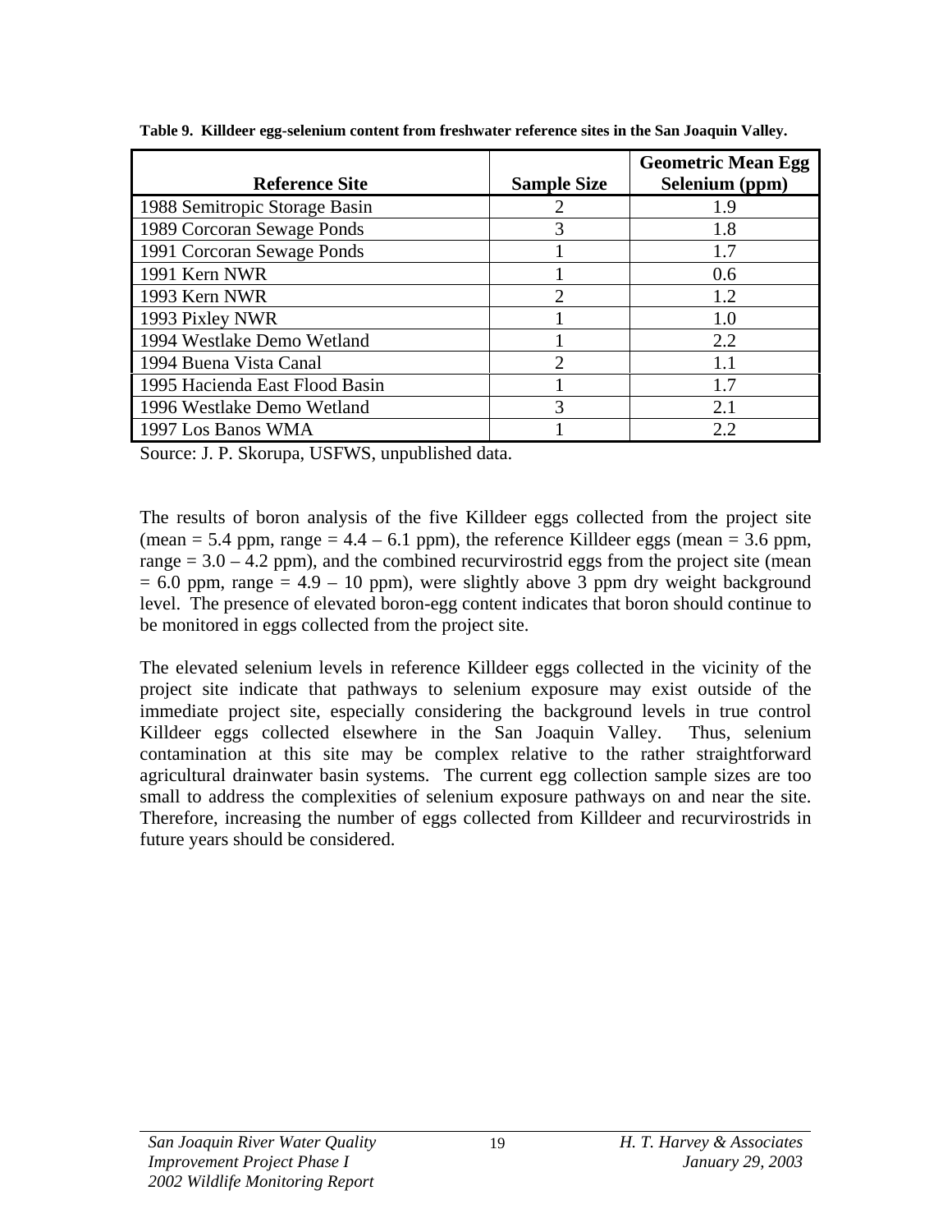**Table 9. Killdeer egg-selenium content from freshwater reference sites in the San Joaquin Valley.**

| Reference Site | Sample Size | Geometric Mean Egg Selenium (ppm) |
|---|---|---|
| 1988 Semitropic Storage Basin | 2 | 1.9 |
| 1989 Corcoran Sewage Ponds | 3 | 1.8 |
| 1991 Corcoran Sewage Ponds | 1 | 1.7 |
| 1991 Kern NWR | 1 | 0.6 |
| 1993 Kern NWR | 2 | 1.2 |
| 1993 Pixley NWR | 1 | 1.0 |
| 1994 Westlake Demo Wetland | 1 | 2.2 |
| 1994 Buena Vista Canal | 2 | 1.1 |
| 1995 Hacienda East Flood Basin | 1 | 1.7 |
| 1996 Westlake Demo Wetland | 3 | 2.1 |
| 1997 Los Banos WMA | 1 | 2.2 |

Source: J. P. Skorupa, USFWS, unpublished data.

The results of boron analysis of the five Killdeer eggs collected from the project site (mean = 5.4 ppm, range = 4.4 – 6.1 ppm), the reference Killdeer eggs (mean = 3.6 ppm, range = 3.0 – 4.2 ppm), and the combined recurvirostrid eggs from the project site (mean = 6.0 ppm, range = 4.9 – 10 ppm), were slightly above 3 ppm dry weight background level. The presence of elevated boron-egg content indicates that boron should continue to be monitored in eggs collected from the project site.

The elevated selenium levels in reference Killdeer eggs collected in the vicinity of the project site indicate that pathways to selenium exposure may exist outside of the immediate project site, especially considering the background levels in true control Killdeer eggs collected elsewhere in the San Joaquin Valley. Thus, selenium contamination at this site may be complex relative to the rather straightforward agricultural drainwater basin systems. The current egg collection sample sizes are too small to address the complexities of selenium exposure pathways on and near the site. Therefore, increasing the number of eggs collected from Killdeer and recurvirostrids in future years should be considered.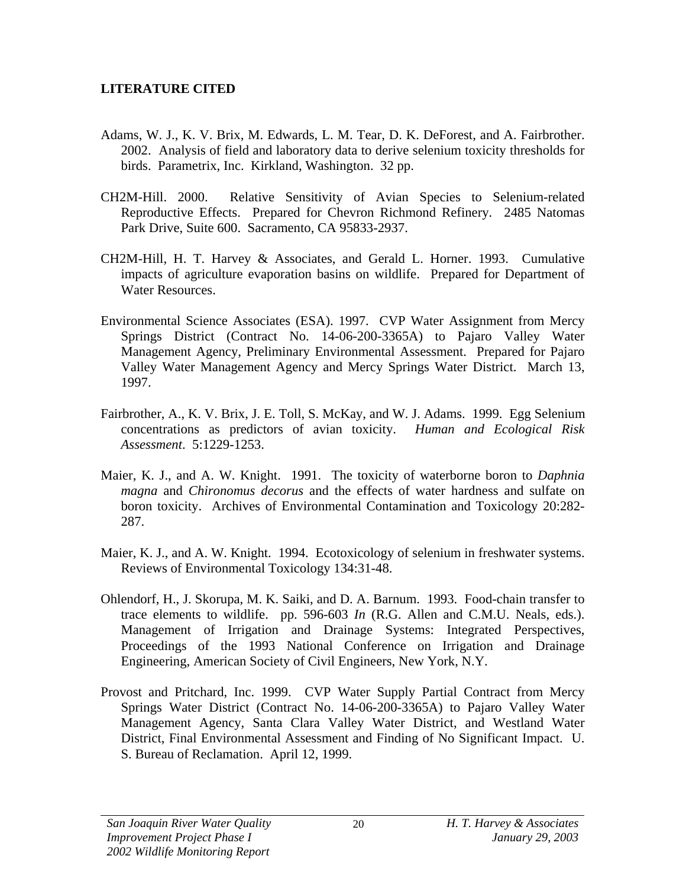## LITERATURE CITED

Adams, W. J., K. V. Brix, M. Edwards, L. M. Tear, D. K. DeForest, and A. Fairbrother. 2002. Analysis of field and laboratory data to derive selenium toxicity thresholds for birds. Parametrix, Inc. Kirkland, Washington. 32 pp.

CH2M-Hill. 2000. Relative Sensitivity of Avian Species to Selenium-related Reproductive Effects. Prepared for Chevron Richmond Refinery. 2485 Natomas Park Drive, Suite 600. Sacramento, CA 95833-2937.

CH2M-Hill, H. T. Harvey & Associates, and Gerald L. Horner. 1993. Cumulative impacts of agriculture evaporation basins on wildlife. Prepared for Department of Water Resources.

Environmental Science Associates (ESA). 1997. CVP Water Assignment from Mercy Springs District (Contract No. 14-06-200-3365A) to Pajaro Valley Water Management Agency, Preliminary Environmental Assessment. Prepared for Pajaro Valley Water Management Agency and Mercy Springs Water District. March 13, 1997.

Fairbrother, A., K. V. Brix, J. E. Toll, S. McKay, and W. J. Adams. 1999. Egg Selenium concentrations as predictors of avian toxicity. *Human and Ecological Risk Assessment*. 5:1229-1253.

Maier, K. J., and A. W. Knight. 1991. The toxicity of waterborne boron to *Daphnia magna* and *Chironomus decorus* and the effects of water hardness and sulfate on boron toxicity. Archives of Environmental Contamination and Toxicology 20:282-287.

Maier, K. J., and A. W. Knight. 1994. Ecotoxicology of selenium in freshwater systems. Reviews of Environmental Toxicology 134:31-48.

Ohlendorf, H., J. Skorupa, M. K. Saiki, and D. A. Barnum. 1993. Food-chain transfer to trace elements to wildlife. pp. 596-603 *In* (R.G. Allen and C.M.U. Neals, eds.). Management of Irrigation and Drainage Systems: Integrated Perspectives, Proceedings of the 1993 National Conference on Irrigation and Drainage Engineering, American Society of Civil Engineers, New York, N.Y.

Provost and Pritchard, Inc. 1999. CVP Water Supply Partial Contract from Mercy Springs Water District (Contract No. 14-06-200-3365A) to Pajaro Valley Water Management Agency, Santa Clara Valley Water District, and Westland Water District, Final Environmental Assessment and Finding of No Significant Impact. U. S. Bureau of Reclamation. April 12, 1999.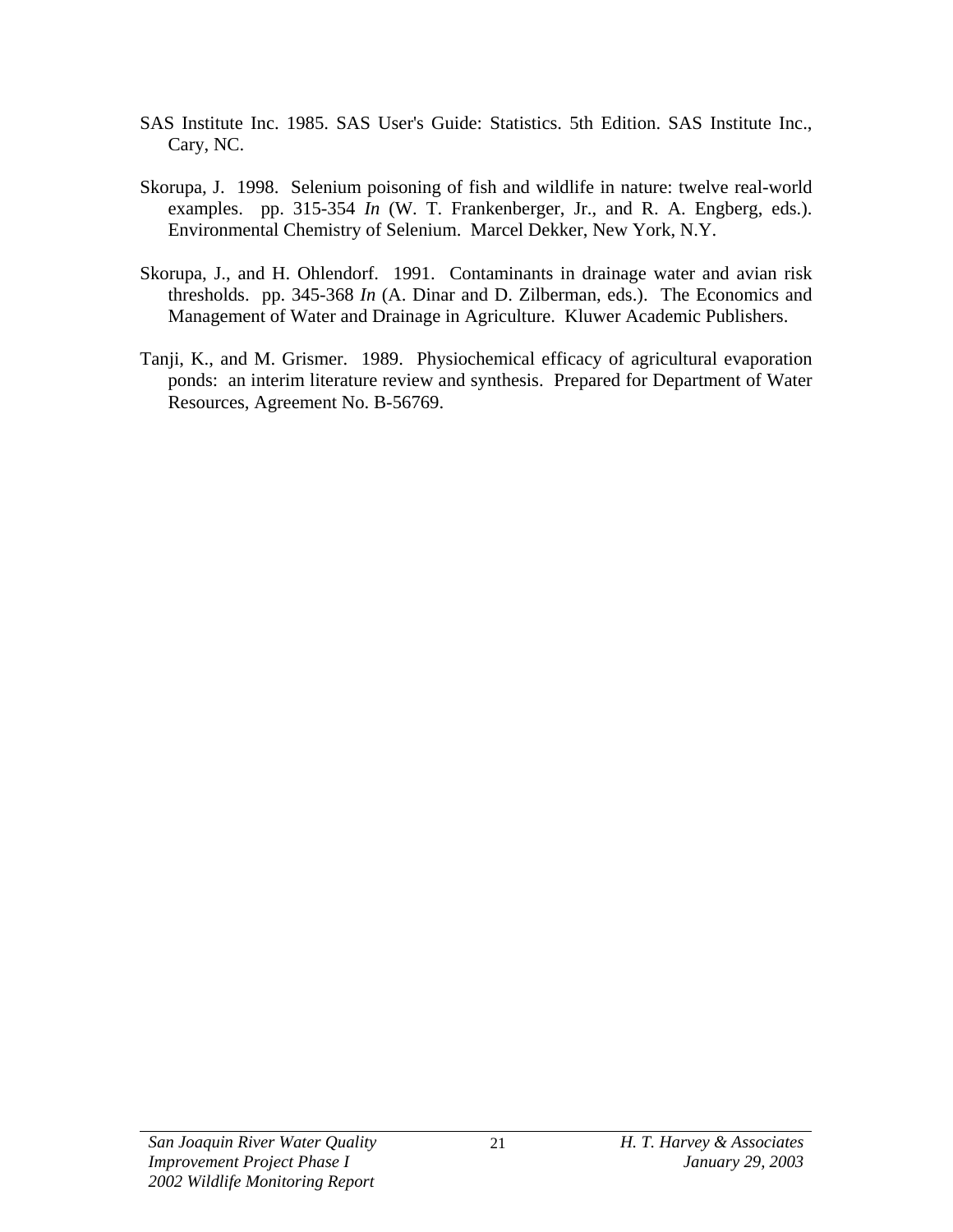SAS Institute Inc. 1985. SAS User's Guide: Statistics. 5th Edition. SAS Institute Inc., Cary, NC.

Skorupa, J. 1998. Selenium poisoning of fish and wildlife in nature: twelve real-world examples. pp. 315-354 *In* (W. T. Frankenberger, Jr., and R. A. Engberg, eds.). Environmental Chemistry of Selenium. Marcel Dekker, New York, N.Y.

Skorupa, J., and H. Ohlendorf. 1991. Contaminants in drainage water and avian risk thresholds. pp. 345-368 *In* (A. Dinar and D. Zilberman, eds.). The Economics and Management of Water and Drainage in Agriculture. Kluwer Academic Publishers.

Tanji, K., and M. Grismer. 1989. Physiochemical efficacy of agricultural evaporation ponds: an interim literature review and synthesis. Prepared for Department of Water Resources, Agreement No. B-56769.